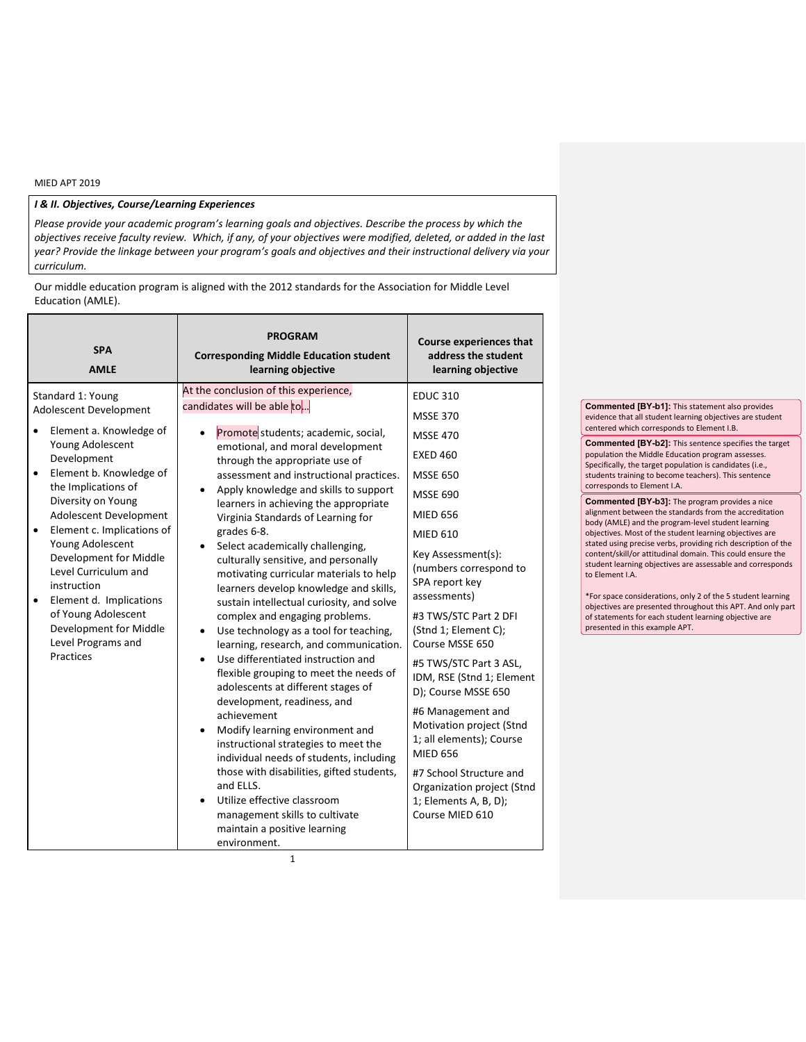MIED APT 2019

***I & II. Objectives, Course/Learning Experiences***

*Please provide your academic program's learning goals and objectives. Describe the process by which the objectives receive faculty review. Which, if any, of your objectives were modified, deleted, or added in the last year? Provide the linkage between your program's goals and objectives and their instructional delivery via your curriculum.*

Our middle education program is aligned with the 2012 standards for the Association for Middle Level Education (AMLE).

| SPA AMLE | PROGRAM Corresponding Middle Education student learning objective | Course experiences that address the student learning objective |
|---|---|---|
| Standard 1: Young Adolescent Development<br>• Element a. Knowledge of Young Adolescent Development<br>• Element b. Knowledge of the Implications of Diversity on Young Adolescent Development<br>• Element c. Implications of Young Adolescent Development for Middle Level Curriculum and instruction<br>• Element d. Implications of Young Adolescent Development for Middle Level Programs and Practices | At the conclusion of this experience, candidates will be able to…<br>• Promote students; academic, social, emotional, and moral development through the appropriate use of assessment and instructional practices.<br>• Apply knowledge and skills to support learners in achieving the appropriate Virginia Standards of Learning for grades 6-8.<br>• Select academically challenging, culturally sensitive, and personally motivating curricular materials to help learners develop knowledge and skills, sustain intellectual curiosity, and solve complex and engaging problems.<br>• Use technology as a tool for teaching, learning, research, and communication.<br>• Use differentiated instruction and flexible grouping to meet the needs of adolescents at different stages of development, readiness, and achievement<br>• Modify learning environment and instructional strategies to meet the individual needs of students, including those with disabilities, gifted students, and ELLS.<br>• Utilize effective classroom management skills to cultivate maintain a positive learning environment. | EDUC 310<br>MSSE 370<br>MSSE 470<br>EXED 460<br>MSSE 650<br>MSSE 690<br>MIED 656<br>MIED 610<br>Key Assessment(s): (numbers correspond to SPA report key assessments)<br>#3 TWS/STC Part 2 DFI (Stnd 1; Element C); Course MSSE 650<br>#5 TWS/STC Part 3 ASL, IDM, RSE (Stnd 1; Element D); Course MSSE 650<br>#6 Management and Motivation project (Stnd 1; all elements); Course MIED 656<br>#7 School Structure and Organization project (Stnd 1; Elements A, B, D); Course MIED 610 |

**Commented [BY-b1]:** This statement also provides evidence that all student learning objectives are student centered which corresponds to Element I.B.

**Commented [BY-b2]:** This sentence specifies the target population the Middle Education program assesses. Specifically, the target population is candidates (i.e., students training to become teachers). This sentence corresponds to Element I.A.

**Commented [BY-b3]:** The program provides a nice alignment between the standards from the accreditation body (AMLE) and the program-level student learning objectives. Most of the student learning objectives are stated using precise verbs, providing rich description of the content/skill/or attitudinal domain. This could ensure the student learning objectives are assessable and corresponds to Element I.A.

*For space considerations, only 2 of the 5 student learning objectives are presented throughout this APT. And only part of statements for each student learning objective are presented in this example APT.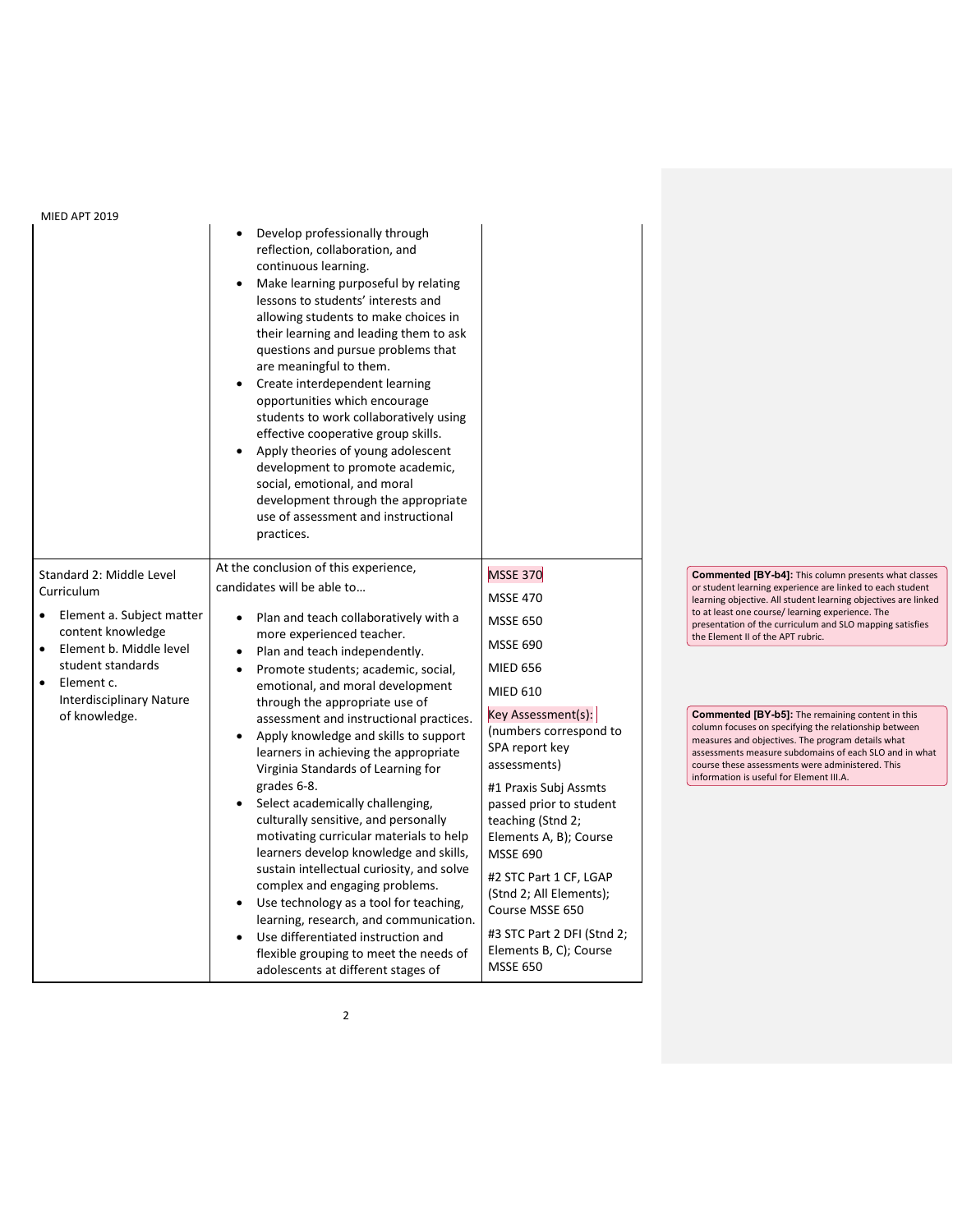| | | |
|---|---|---|
| | • Develop professionally through reflection, collaboration, and continuous learning.<br>• Make learning purposeful by relating lessons to students' interests and allowing students to make choices in their learning and leading them to ask questions and pursue problems that are meaningful to them.<br>• Create interdependent learning opportunities which encourage students to work collaboratively using effective cooperative group skills.<br>• Apply theories of young adolescent development to promote academic, social, emotional, and moral development through the appropriate use of assessment and instructional practices. | |
| Standard 2: Middle Level Curriculum<br>• Element a. Subject matter content knowledge<br>• Element b. Middle level student standards<br>• Element c. Interdisciplinary Nature of knowledge. | At the conclusion of this experience, candidates will be able to…<br>• Plan and teach collaboratively with a more experienced teacher.<br>• Plan and teach independently.<br>• Promote students; academic, social, emotional, and moral development through the appropriate use of assessment and instructional practices.<br>• Apply knowledge and skills to support learners in achieving the appropriate Virginia Standards of Learning for grades 6-8.<br>• Select academically challenging, culturally sensitive, and personally motivating curricular materials to help learners develop knowledge and skills, sustain intellectual curiosity, and solve complex and engaging problems.<br>• Use technology as a tool for teaching, learning, research, and communication.<br>• Use differentiated instruction and flexible grouping to meet the needs of adolescents at different stages of | MSSE 370<br>MSSE 470<br>MSSE 650<br>MSSE 690<br>MIED 656<br>MIED 610<br>Key Assessment(s): (numbers correspond to SPA report key assessments)<br>#1 Praxis Subj Assmts passed prior to student teaching (Stnd 2; Elements A, B); Course MSSE 690<br>#2 STC Part 1 CF, LGAP (Stnd 2; All Elements); Course MSSE 650<br>#3 STC Part 2 DFI (Stnd 2; Elements B, C); Course MSSE 650 |

**Commented [BY-b4]:** This column presents what classes or student learning experience are linked to each student learning objective. All student learning objectives are linked to at least one course/ learning experience. The presentation of the curriculum and SLO mapping satisfies the Element II of the APT rubric.

**Commented [BY-b5]:** The remaining content in this column focuses on specifying the relationship between measures and objectives. The program details what assessments measure subdomains of each SLO and in what course these assessments were administered. This information is useful for Element III.A.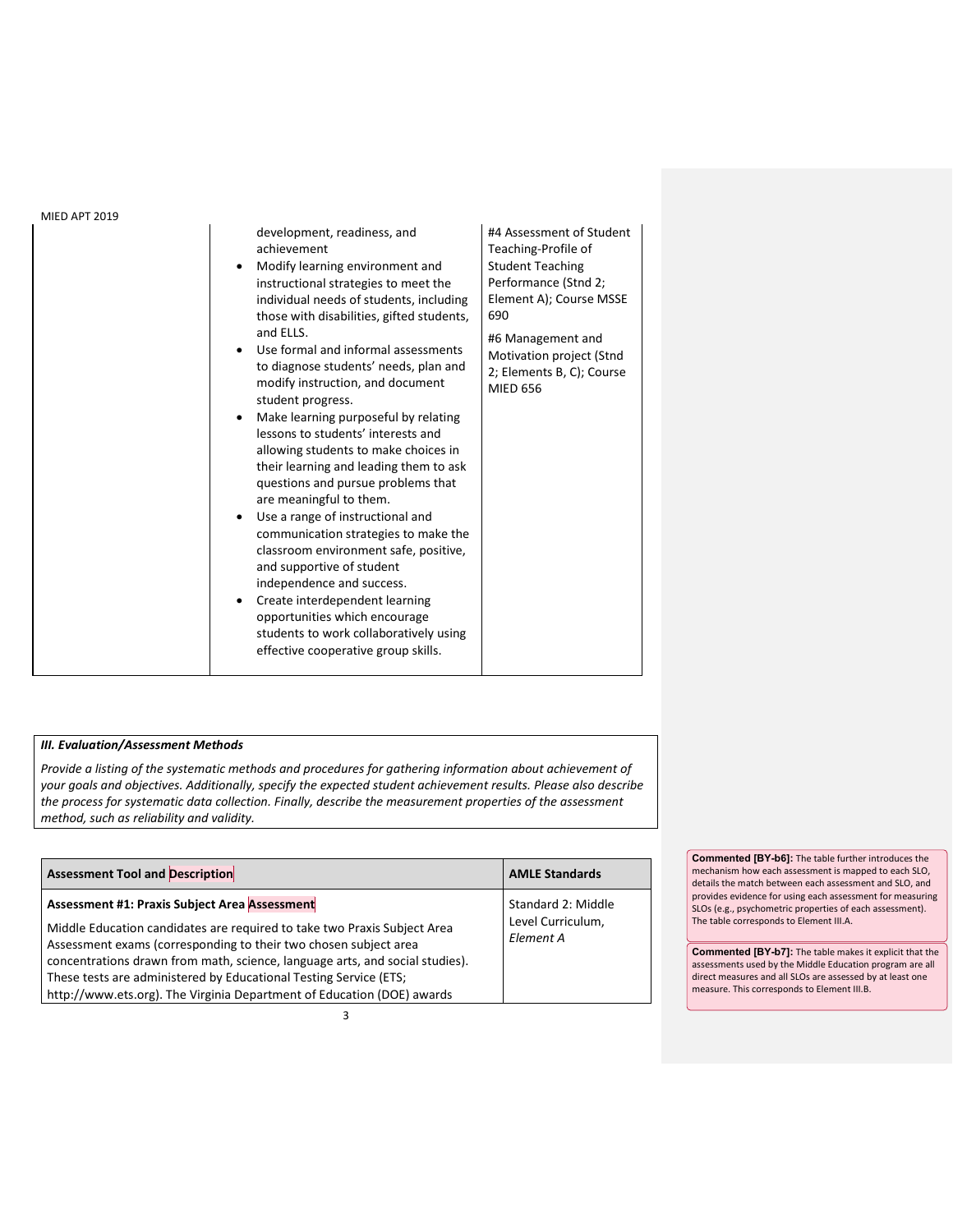| | | |
|---|---|---|
| | development, readiness, and achievement<br>• Modify learning environment and instructional strategies to meet the individual needs of students, including those with disabilities, gifted students, and ELLS.<br>• Use formal and informal assessments to diagnose students' needs, plan and modify instruction, and document student progress.<br>• Make learning purposeful by relating lessons to students' interests and allowing students to make choices in their learning and leading them to ask questions and pursue problems that are meaningful to them.<br>• Use a range of instructional and communication strategies to make the classroom environment safe, positive, and supportive of student independence and success.<br>• Create interdependent learning opportunities which encourage students to work collaboratively using effective cooperative group skills. | #4 Assessment of Student Teaching-Profile of Student Teaching Performance (Stnd 2; Element A); Course MSSE 690<br><br>#6 Management and Motivation project (Stnd 2; Elements B, C); Course MIED 656 |

***III. Evaluation/Assessment Methods***

*Provide a listing of the systematic methods and procedures for gathering information about achievement of your goals and objectives. Additionally, specify the expected student achievement results. Please also describe the process for systematic data collection. Finally, describe the measurement properties of the assessment method, such as reliability and validity.*

| Assessment Tool and Description | AMLE Standards |
|---|---|
| **Assessment #1: Praxis Subject Area Assessment**<br>Middle Education candidates are required to take two Praxis Subject Area Assessment exams (corresponding to their two chosen subject area concentrations drawn from math, science, language arts, and social studies). These tests are administered by Educational Testing Service (ETS; http://www.ets.org). The Virginia Department of Education (DOE) awards | Standard 2: Middle Level Curriculum, *Element A* |

**Commented [BY-b6]:** The table further introduces the mechanism how each assessment is mapped to each SLO, details the match between each assessment and SLO, and provides evidence for using each assessment for measuring SLOs (e.g., psychometric properties of each assessment). The table corresponds to Element III.A.

**Commented [BY-b7]:** The table makes it explicit that the assessments used by the Middle Education program are all direct measures and all SLOs are assessed by at least one measure. This corresponds to Element III.B.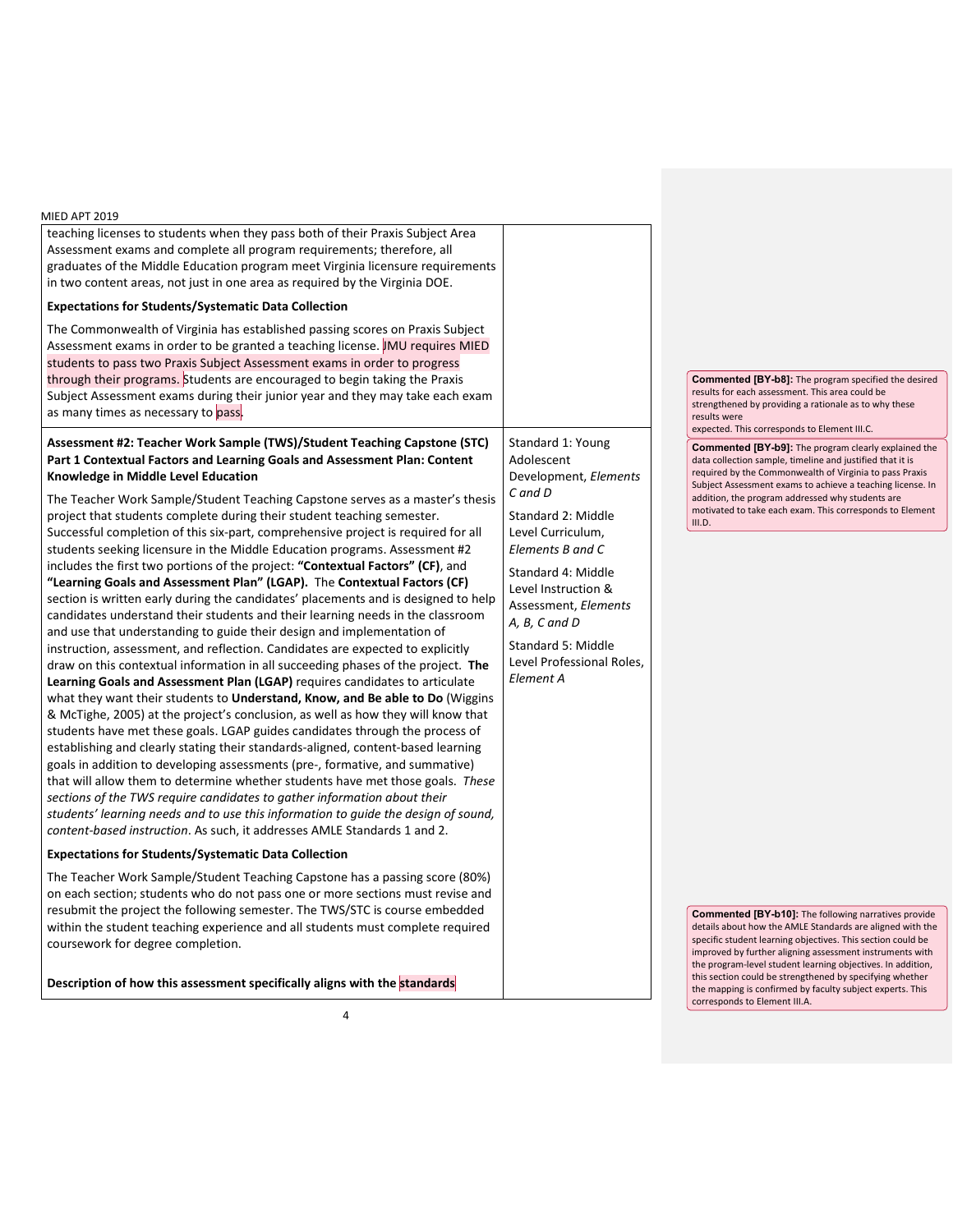| | |
|---|---|
| teaching licenses to students when they pass both of their Praxis Subject Area Assessment exams and complete all program requirements; therefore, all graduates of the Middle Education program meet Virginia licensure requirements in two content areas, not just in one area as required by the Virginia DOE.<br><br>**Expectations for Students/Systematic Data Collection**<br><br>The Commonwealth of Virginia has established passing scores on Praxis Subject Assessment exams in order to be granted a teaching license. JMU requires MIED students to pass two Praxis Subject Assessment exams in order to progress through their programs. Students are encouraged to begin taking the Praxis Subject Assessment exams during their junior year and they may take each exam as many times as necessary to pass. | |
| **Assessment #2: Teacher Work Sample (TWS)/Student Teaching Capstone (STC) Part 1 Contextual Factors and Learning Goals and Assessment Plan: Content Knowledge in Middle Level Education**<br><br>The Teacher Work Sample/Student Teaching Capstone serves as a master's thesis project that students complete during their student teaching semester. Successful completion of this six-part, comprehensive project is required for all students seeking licensure in the Middle Education programs. Assessment #2 includes the first two portions of the project: **"Contextual Factors" (CF)**, and **"Learning Goals and Assessment Plan" (LGAP).** The **Contextual Factors (CF)** section is written early during the candidates' placements and is designed to help candidates understand their students and their learning needs in the classroom and use that understanding to guide their design and implementation of instruction, assessment, and reflection. Candidates are expected to explicitly draw on this contextual information in all succeeding phases of the project. **The Learning Goals and Assessment Plan (LGAP)** requires candidates to articulate what they want their students to **Understand, Know, and Be able to Do** (Wiggins & McTighe, 2005) at the project's conclusion, as well as how they will know that students have met these goals. LGAP guides candidates through the process of establishing and clearly stating their standards-aligned, content-based learning goals in addition to developing assessments (pre-, formative, and summative) that will allow them to determine whether students have met those goals. *These sections of the TWS require candidates to gather information about their students' learning needs and to use this information to guide the design of sound, content-based instruction*. As such, it addresses AMLE Standards 1 and 2.<br><br>**Expectations for Students/Systematic Data Collection**<br><br>The Teacher Work Sample/Student Teaching Capstone has a passing score (80%) on each section; students who do not pass one or more sections must revise and resubmit the project the following semester. The TWS/STC is course embedded within the student teaching experience and all students must complete required coursework for degree completion.<br><br>**Description of how this assessment specifically aligns with the standards** | Standard 1: Young Adolescent Development, *Elements C and D*<br><br>Standard 2: Middle Level Curriculum, *Elements B and C*<br><br>Standard 4: Middle Level Instruction & Assessment, *Elements A, B, C and D*<br><br>Standard 5: Middle Level Professional Roles, *Element A* |

**Commented [BY-b8]:** The program specified the desired results for each assessment. This area could be strengthened by providing a rationale as to why these results were expected. This corresponds to Element III.C.

**Commented [BY-b9]:** The program clearly explained the data collection sample, timeline and justified that it is required by the Commonwealth of Virginia to pass Praxis Subject Assessment exams to achieve a teaching license. In addition, the program addressed why students are motivated to take each exam. This corresponds to Element III.D.

**Commented [BY-b10]:** The following narratives provide details about how the AMLE Standards are aligned with the specific student learning objectives. This section could be improved by further aligning assessment instruments with the program-level student learning objectives. In addition, this section could be strengthened by specifying whether the mapping is confirmed by faculty subject experts. This corresponds to Element III.A.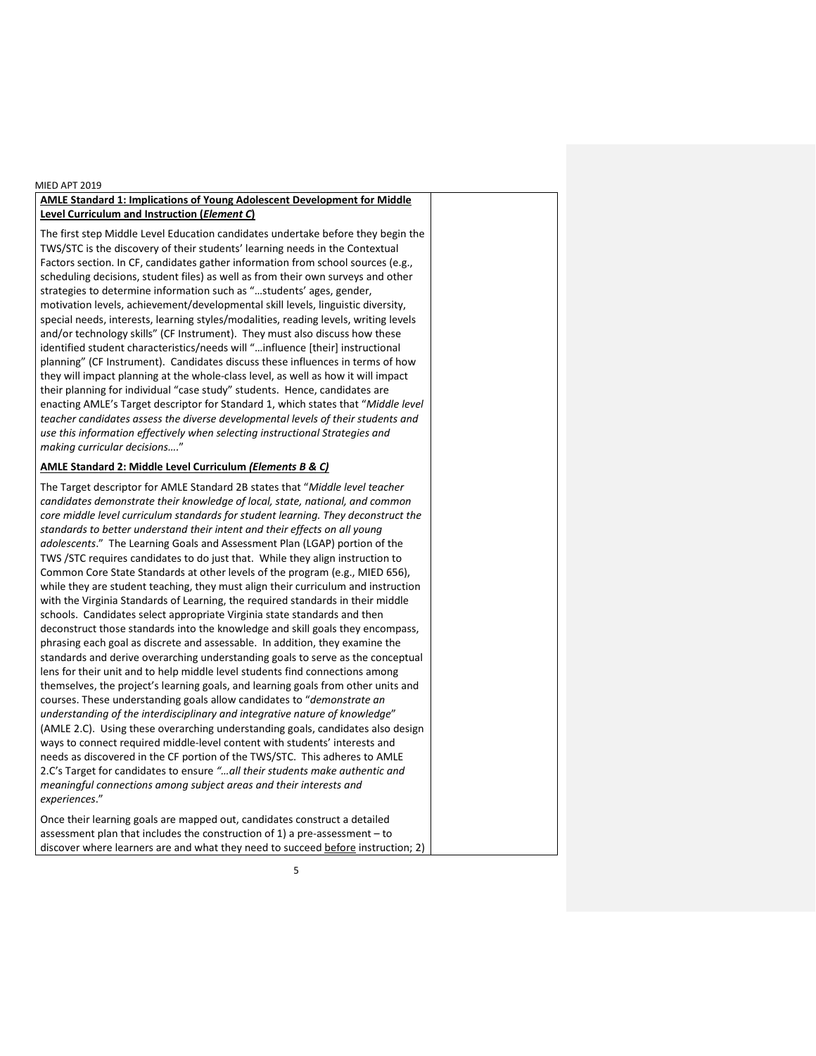**AMLE Standard 1: Implications of Young Adolescent Development for Middle Level Curriculum and Instruction (*Element C*)**

The first step Middle Level Education candidates undertake before they begin the TWS/STC is the discovery of their students' learning needs in the Contextual Factors section. In CF, candidates gather information from school sources (e.g., scheduling decisions, student files) as well as from their own surveys and other strategies to determine information such as "…students' ages, gender, motivation levels, achievement/developmental skill levels, linguistic diversity, special needs, interests, learning styles/modalities, reading levels, writing levels and/or technology skills" (CF Instrument). They must also discuss how these identified student characteristics/needs will "…influence [their] instructional planning" (CF Instrument). Candidates discuss these influences in terms of how they will impact planning at the whole-class level, as well as how it will impact their planning for individual "case study" students. Hence, candidates are enacting AMLE's Target descriptor for Standard 1, which states that "*Middle level teacher candidates assess the diverse developmental levels of their students and use this information effectively when selecting instructional Strategies and making curricular decisions….*"

**AMLE Standard 2: Middle Level Curriculum *(Elements B & C)***

The Target descriptor for AMLE Standard 2B states that "*Middle level teacher candidates demonstrate their knowledge of local, state, national, and common core middle level curriculum standards for student learning. They deconstruct the standards to better understand their intent and their effects on all young adolescents*." The Learning Goals and Assessment Plan (LGAP) portion of the TWS /STC requires candidates to do just that. While they align instruction to Common Core State Standards at other levels of the program (e.g., MIED 656), while they are student teaching, they must align their curriculum and instruction with the Virginia Standards of Learning, the required standards in their middle schools. Candidates select appropriate Virginia state standards and then deconstruct those standards into the knowledge and skill goals they encompass, phrasing each goal as discrete and assessable. In addition, they examine the standards and derive overarching understanding goals to serve as the conceptual lens for their unit and to help middle level students find connections among themselves, the project's learning goals, and learning goals from other units and courses. These understanding goals allow candidates to "*demonstrate an understanding of the interdisciplinary and integrative nature of knowledge*" (AMLE 2.C). Using these overarching understanding goals, candidates also design ways to connect required middle-level content with students' interests and needs as discovered in the CF portion of the TWS/STC. This adheres to AMLE 2.C's Target for candidates to ensure *"…all their students make authentic and meaningful connections among subject areas and their interests and experiences*."

Once their learning goals are mapped out, candidates construct a detailed assessment plan that includes the construction of 1) a pre-assessment – to discover where learners are and what they need to succeed before instruction; 2)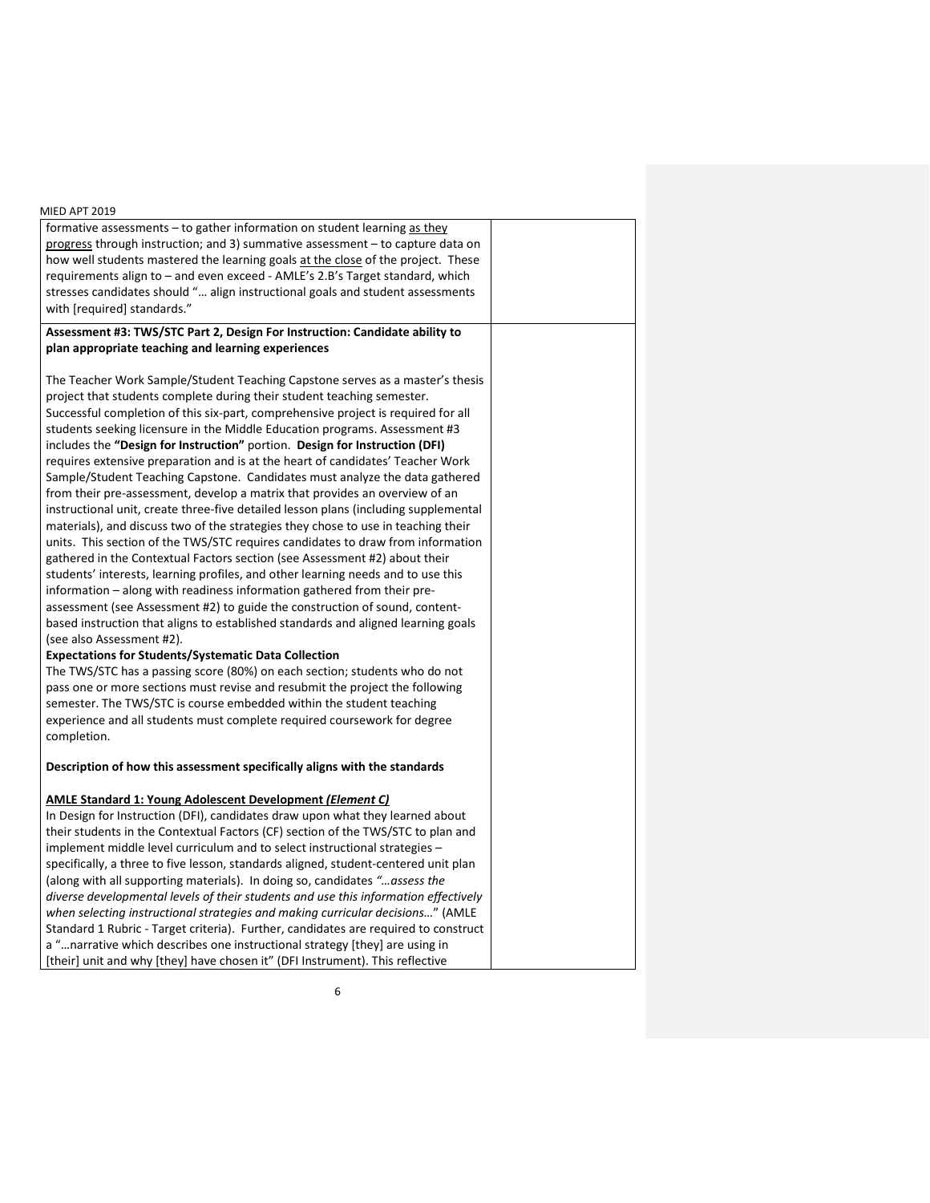formative assessments – to gather information on student learning as they progress through instruction; and 3) summative assessment – to capture data on how well students mastered the learning goals at the close of the project. These requirements align to – and even exceed - AMLE's 2.B's Target standard, which stresses candidates should "… align instructional goals and student assessments with [required] standards."

**Assessment #3: TWS/STC Part 2, Design For Instruction: Candidate ability to plan appropriate teaching and learning experiences**

The Teacher Work Sample/Student Teaching Capstone serves as a master's thesis project that students complete during their student teaching semester. Successful completion of this six-part, comprehensive project is required for all students seeking licensure in the Middle Education programs. Assessment #3 includes the **"Design for Instruction"** portion. **Design for Instruction (DFI)** requires extensive preparation and is at the heart of candidates' Teacher Work Sample/Student Teaching Capstone. Candidates must analyze the data gathered from their pre-assessment, develop a matrix that provides an overview of an instructional unit, create three-five detailed lesson plans (including supplemental materials), and discuss two of the strategies they chose to use in teaching their units. This section of the TWS/STC requires candidates to draw from information gathered in the Contextual Factors section (see Assessment #2) about their students' interests, learning profiles, and other learning needs and to use this information – along with readiness information gathered from their pre-assessment (see Assessment #2) to guide the construction of sound, content-based instruction that aligns to established standards and aligned learning goals (see also Assessment #2).

**Expectations for Students/Systematic Data Collection**

The TWS/STC has a passing score (80%) on each section; students who do not pass one or more sections must revise and resubmit the project the following semester. The TWS/STC is course embedded within the student teaching experience and all students must complete required coursework for degree completion.

**Description of how this assessment specifically aligns with the standards**

**AMLE Standard 1: Young Adolescent Development *(Element C)***

In Design for Instruction (DFI), candidates draw upon what they learned about their students in the Contextual Factors (CF) section of the TWS/STC to plan and implement middle level curriculum and to select instructional strategies – specifically, a three to five lesson, standards aligned, student-centered unit plan (along with all supporting materials). In doing so, candidates *"…assess the diverse developmental levels of their students and use this information effectively when selecting instructional strategies and making curricular decisions…*" (AMLE Standard 1 Rubric - Target criteria). Further, candidates are required to construct a "…narrative which describes one instructional strategy [they] are using in [their] unit and why [they] have chosen it" (DFI Instrument). This reflective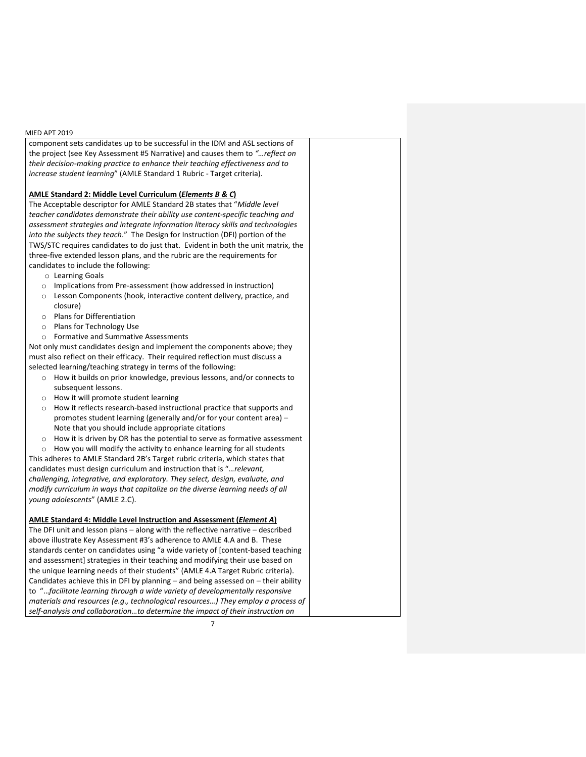component sets candidates up to be successful in the IDM and ASL sections of the project (see Key Assessment #5 Narrative) and causes them to *"…reflect on their decision-making practice to enhance their teaching effectiveness and to increase student learning*" (AMLE Standard 1 Rubric - Target criteria).

**AMLE Standard 2: Middle Level Curriculum (*Elements B & C*)**

The Acceptable descriptor for AMLE Standard 2B states that "*Middle level teacher candidates demonstrate their ability use content-specific teaching and assessment strategies and integrate information literacy skills and technologies into the subjects they teach*." The Design for Instruction (DFI) portion of the TWS/STC requires candidates to do just that. Evident in both the unit matrix, the three-five extended lesson plans, and the rubric are the requirements for candidates to include the following:

- Learning Goals
- Implications from Pre-assessment (how addressed in instruction)
- Lesson Components (hook, interactive content delivery, practice, and closure)
- Plans for Differentiation
- Plans for Technology Use
- Formative and Summative Assessments

Not only must candidates design and implement the components above; they must also reflect on their efficacy. Their required reflection must discuss a selected learning/teaching strategy in terms of the following:

- How it builds on prior knowledge, previous lessons, and/or connects to subsequent lessons.
- How it will promote student learning
- How it reflects research-based instructional practice that supports and promotes student learning (generally and/or for your content area) – Note that you should include appropriate citations
- How it is driven by OR has the potential to serve as formative assessment
- How you will modify the activity to enhance learning for all students

This adheres to AMLE Standard 2B's Target rubric criteria, which states that candidates must design curriculum and instruction that is "*…relevant, challenging, integrative, and exploratory. They select, design, evaluate, and modify curriculum in ways that capitalize on the diverse learning needs of all young adolescents*" (AMLE 2.C).

**AMLE Standard 4: Middle Level Instruction and Assessment (*Element A*)**

The DFI unit and lesson plans – along with the reflective narrative – described above illustrate Key Assessment #3's adherence to AMLE 4.A and B. These standards center on candidates using "a wide variety of [content-based teaching and assessment] strategies in their teaching and modifying their use based on the unique learning needs of their students" (AMLE 4.A Target Rubric criteria). Candidates achieve this in DFI by planning – and being assessed on – their ability to "*…facilitate learning through a wide variety of developmentally responsive materials and resources (e.g., technological resources…) They employ a process of self-analysis and collaboration…to determine the impact of their instruction on*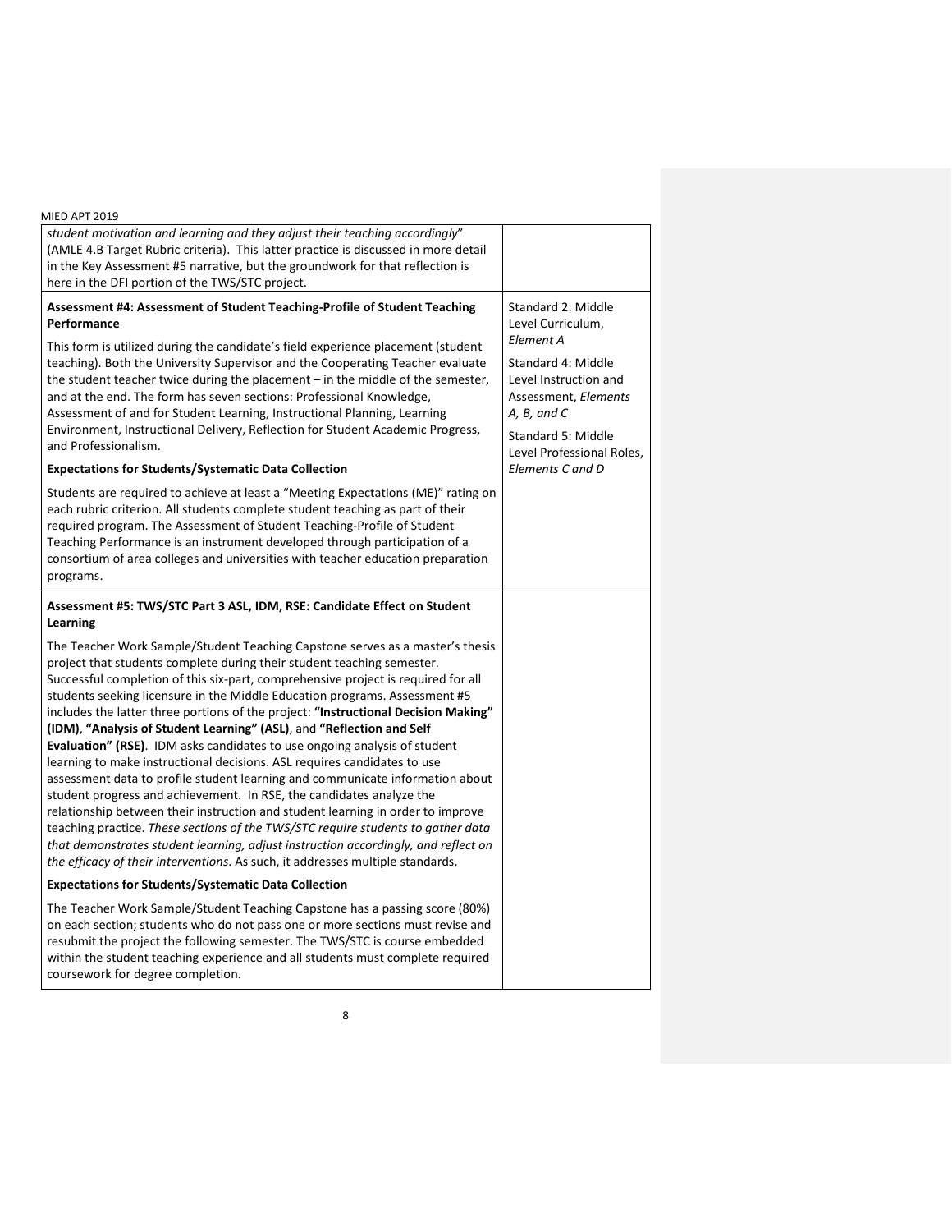| | |
|---|---|
| *student motivation and learning and they adjust their teaching accordingly*" (AMLE 4.B Target Rubric criteria). This latter practice is discussed in more detail in the Key Assessment #5 narrative, but the groundwork for that reflection is here in the DFI portion of the TWS/STC project. | |
| **Assessment #4: Assessment of Student Teaching-Profile of Student Teaching Performance**<br><br>This form is utilized during the candidate's field experience placement (student teaching). Both the University Supervisor and the Cooperating Teacher evaluate the student teacher twice during the placement – in the middle of the semester, and at the end. The form has seven sections: Professional Knowledge, Assessment of and for Student Learning, Instructional Planning, Learning Environment, Instructional Delivery, Reflection for Student Academic Progress, and Professionalism.<br><br>**Expectations for Students/Systematic Data Collection**<br><br>Students are required to achieve at least a "Meeting Expectations (ME)" rating on each rubric criterion. All students complete student teaching as part of their required program. The Assessment of Student Teaching-Profile of Student Teaching Performance is an instrument developed through participation of a consortium of area colleges and universities with teacher education preparation programs. | Standard 2: Middle Level Curriculum, *Element A*<br><br>Standard 4: Middle Level Instruction and Assessment, *Elements A, B, and C*<br><br>Standard 5: Middle Level Professional Roles, *Elements C and D* |
| **Assessment #5: TWS/STC Part 3 ASL, IDM, RSE: Candidate Effect on Student Learning**<br><br>The Teacher Work Sample/Student Teaching Capstone serves as a master's thesis project that students complete during their student teaching semester. Successful completion of this six-part, comprehensive project is required for all students seeking licensure in the Middle Education programs. Assessment #5 includes the latter three portions of the project: **"Instructional Decision Making" (IDM)**, **"Analysis of Student Learning" (ASL)**, and **"Reflection and Self Evaluation" (RSE)**. IDM asks candidates to use ongoing analysis of student learning to make instructional decisions. ASL requires candidates to use assessment data to profile student learning and communicate information about student progress and achievement. In RSE, the candidates analyze the relationship between their instruction and student learning in order to improve teaching practice. *These sections of the TWS/STC require students to gather data that demonstrates student learning, adjust instruction accordingly, and reflect on the efficacy of their interventions*. As such, it addresses multiple standards.<br><br>**Expectations for Students/Systematic Data Collection**<br><br>The Teacher Work Sample/Student Teaching Capstone has a passing score (80%) on each section; students who do not pass one or more sections must revise and resubmit the project the following semester. The TWS/STC is course embedded within the student teaching experience and all students must complete required coursework for degree completion. | |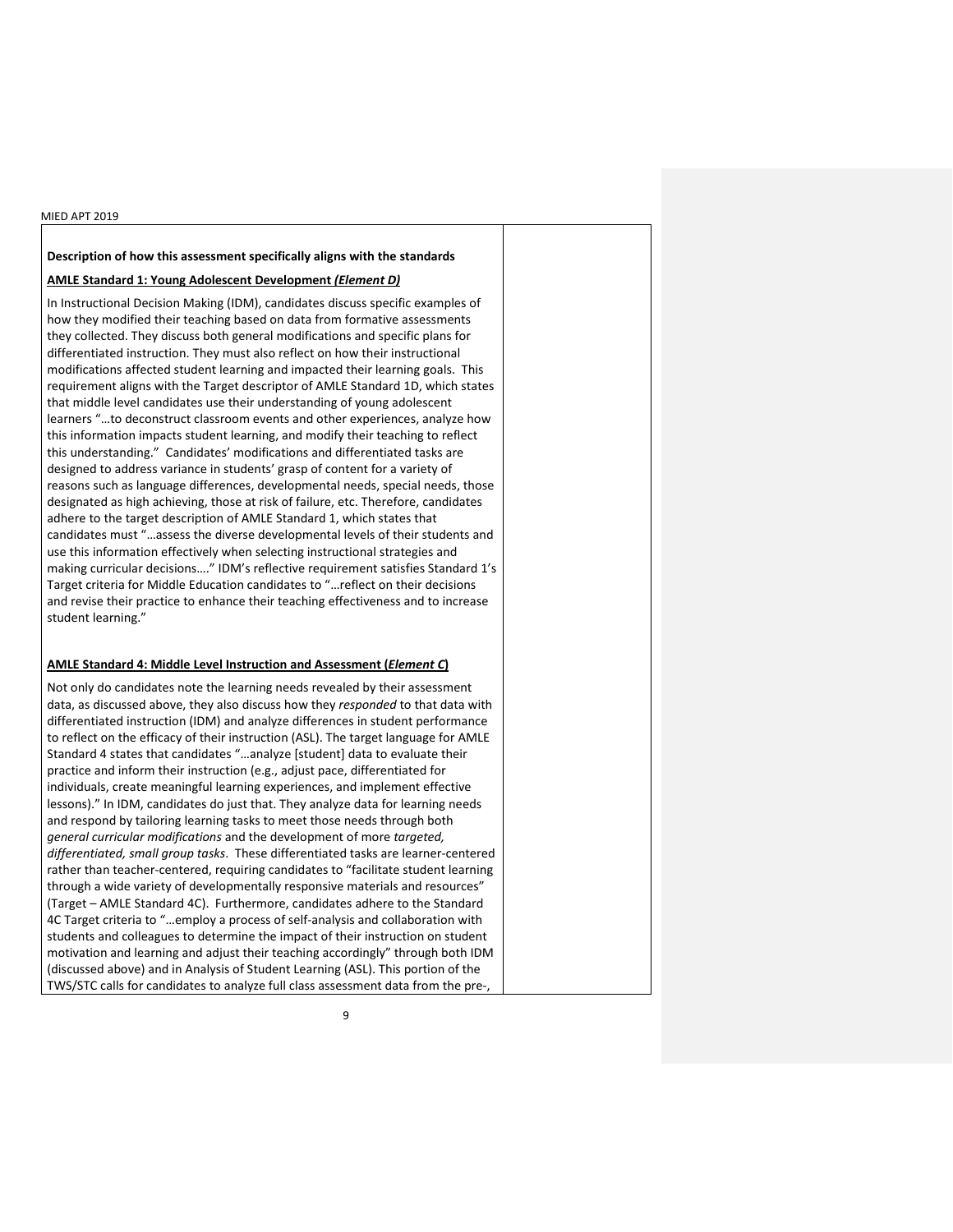**Description of how this assessment specifically aligns with the standards**

**AMLE Standard 1: Young Adolescent Development *(Element D)***

In Instructional Decision Making (IDM), candidates discuss specific examples of how they modified their teaching based on data from formative assessments they collected. They discuss both general modifications and specific plans for differentiated instruction. They must also reflect on how their instructional modifications affected student learning and impacted their learning goals. This requirement aligns with the Target descriptor of AMLE Standard 1D, which states that middle level candidates use their understanding of young adolescent learners "…to deconstruct classroom events and other experiences, analyze how this information impacts student learning, and modify their teaching to reflect this understanding." Candidates' modifications and differentiated tasks are designed to address variance in students' grasp of content for a variety of reasons such as language differences, developmental needs, special needs, those designated as high achieving, those at risk of failure, etc. Therefore, candidates adhere to the target description of AMLE Standard 1, which states that candidates must "…assess the diverse developmental levels of their students and use this information effectively when selecting instructional strategies and making curricular decisions…." IDM's reflective requirement satisfies Standard 1's Target criteria for Middle Education candidates to "…reflect on their decisions and revise their practice to enhance their teaching effectiveness and to increase student learning."

**AMLE Standard 4: Middle Level Instruction and Assessment (*Element C*)**

Not only do candidates note the learning needs revealed by their assessment data, as discussed above, they also discuss how they *responded* to that data with differentiated instruction (IDM) and analyze differences in student performance to reflect on the efficacy of their instruction (ASL). The target language for AMLE Standard 4 states that candidates "…analyze [student] data to evaluate their practice and inform their instruction (e.g., adjust pace, differentiated for individuals, create meaningful learning experiences, and implement effective lessons)." In IDM, candidates do just that. They analyze data for learning needs and respond by tailoring learning tasks to meet those needs through both *general curricular modifications* and the development of more *targeted, differentiated, small group tasks*. These differentiated tasks are learner-centered rather than teacher-centered, requiring candidates to "facilitate student learning through a wide variety of developmentally responsive materials and resources" (Target – AMLE Standard 4C). Furthermore, candidates adhere to the Standard 4C Target criteria to "…employ a process of self-analysis and collaboration with students and colleagues to determine the impact of their instruction on student motivation and learning and adjust their teaching accordingly" through both IDM (discussed above) and in Analysis of Student Learning (ASL). This portion of the TWS/STC calls for candidates to analyze full class assessment data from the pre-,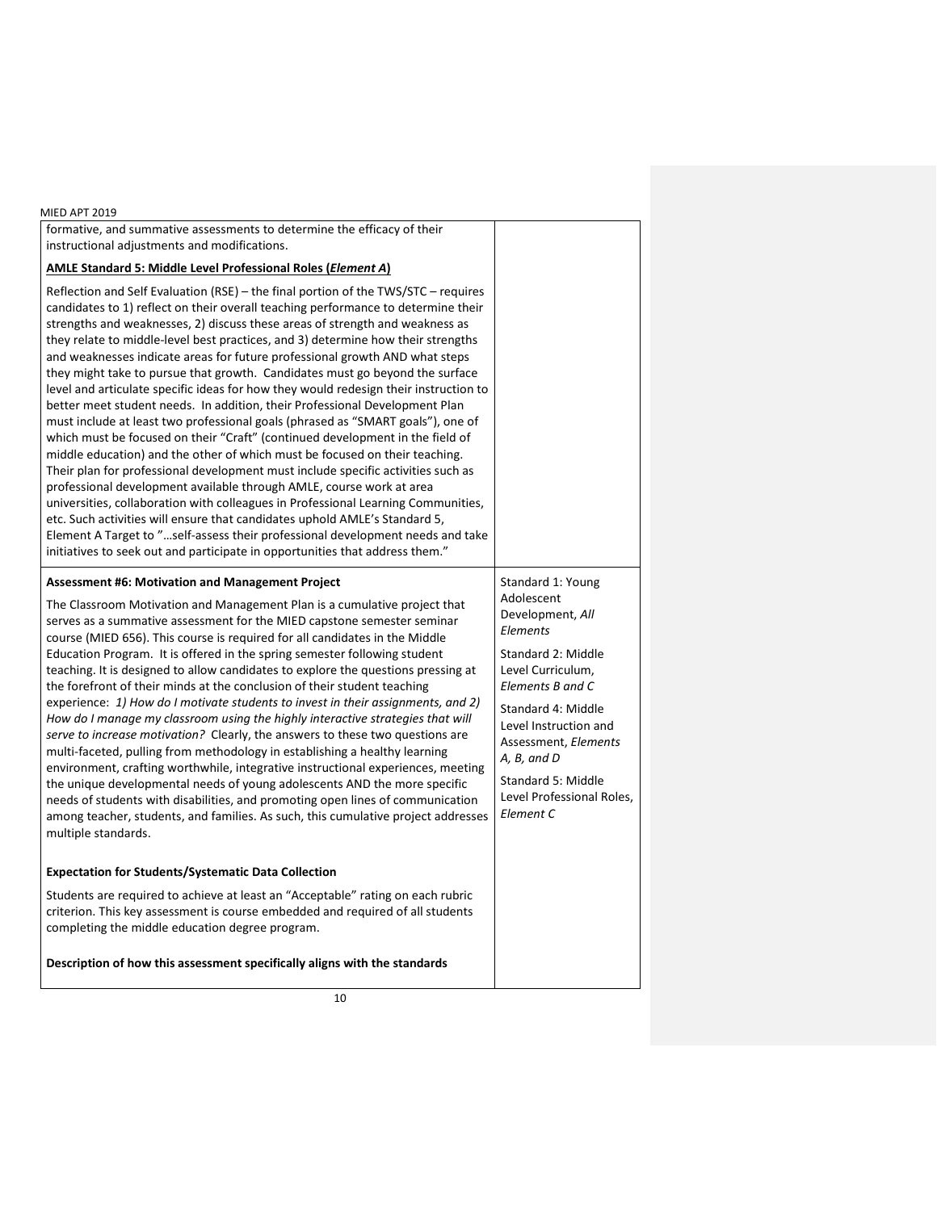| | |
|---|---|
| formative, and summative assessments to determine the efficacy of their instructional adjustments and modifications.<br><br>**<u>AMLE Standard 5: Middle Level Professional Roles (*Element A*)</u>**<br><br>Reflection and Self Evaluation (RSE) – the final portion of the TWS/STC – requires candidates to 1) reflect on their overall teaching performance to determine their strengths and weaknesses, 2) discuss these areas of strength and weakness as they relate to middle-level best practices, and 3) determine how their strengths and weaknesses indicate areas for future professional growth AND what steps they might take to pursue that growth. Candidates must go beyond the surface level and articulate specific ideas for how they would redesign their instruction to better meet student needs. In addition, their Professional Development Plan must include at least two professional goals (phrased as "SMART goals"), one of which must be focused on their "Craft" (continued development in the field of middle education) and the other of which must be focused on their teaching. Their plan for professional development must include specific activities such as professional development available through AMLE, course work at area universities, collaboration with colleagues in Professional Learning Communities, etc. Such activities will ensure that candidates uphold AMLE's Standard 5, Element A Target to "…self-assess their professional development needs and take initiatives to seek out and participate in opportunities that address them." | |
| **Assessment #6: Motivation and Management Project**<br><br>The Classroom Motivation and Management Plan is a cumulative project that serves as a summative assessment for the MIED capstone semester seminar course (MIED 656). This course is required for all candidates in the Middle Education Program. It is offered in the spring semester following student teaching. It is designed to allow candidates to explore the questions pressing at the forefront of their minds at the conclusion of their student teaching experience: *1) How do I motivate students to invest in their assignments, and 2) How do I manage my classroom using the highly interactive strategies that will serve to increase motivation?* Clearly, the answers to these two questions are multi-faceted, pulling from methodology in establishing a healthy learning environment, crafting worthwhile, integrative instructional experiences, meeting the unique developmental needs of young adolescents AND the more specific needs of students with disabilities, and promoting open lines of communication among teacher, students, and families. As such, this cumulative project addresses multiple standards.<br><br>**Expectation for Students/Systematic Data Collection**<br><br>Students are required to achieve at least an "Acceptable" rating on each rubric criterion. This key assessment is course embedded and required of all students completing the middle education degree program.<br><br>**Description of how this assessment specifically aligns with the standards** | Standard 1: Young Adolescent Development, *All Elements*<br><br>Standard 2: Middle Level Curriculum, *Elements B and C*<br><br>Standard 4: Middle Level Instruction and Assessment, *Elements A, B, and D*<br><br>Standard 5: Middle Level Professional Roles, *Element C* |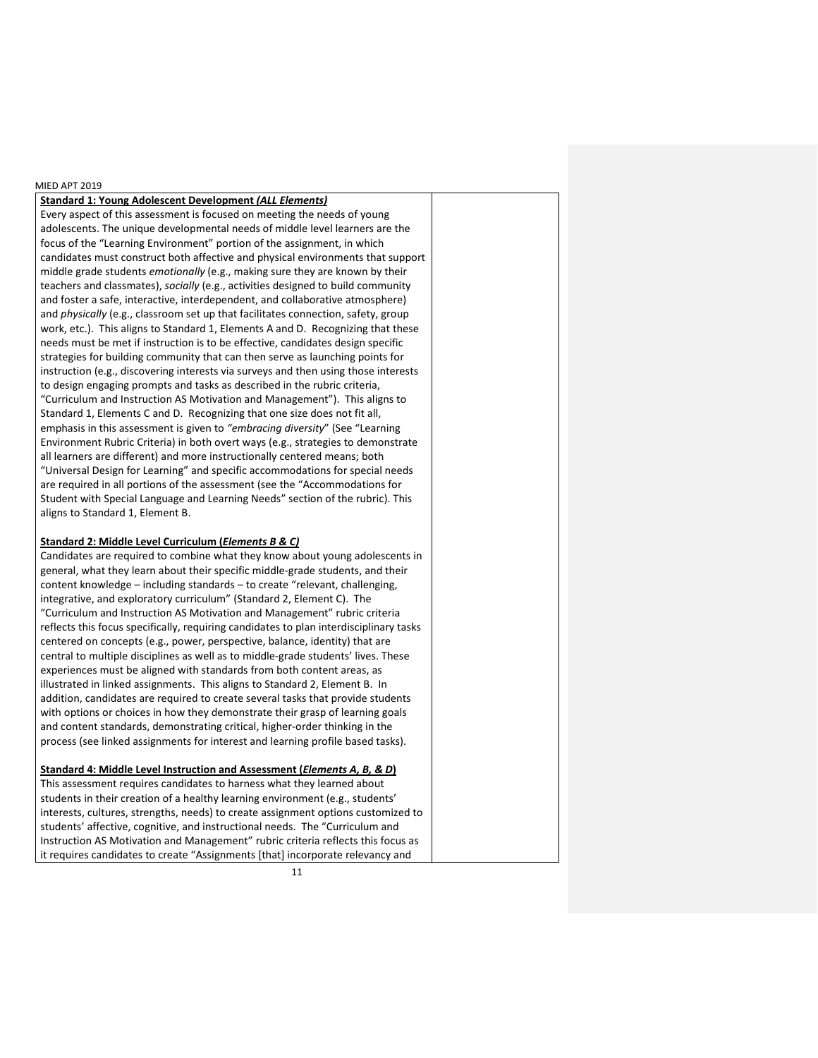**Standard 1: Young Adolescent Development *(ALL Elements)***

Every aspect of this assessment is focused on meeting the needs of young adolescents. The unique developmental needs of middle level learners are the focus of the "Learning Environment" portion of the assignment, in which candidates must construct both affective and physical environments that support middle grade students *emotionally* (e.g., making sure they are known by their teachers and classmates), *socially* (e.g., activities designed to build community and foster a safe, interactive, interdependent, and collaborative atmosphere) and *physically* (e.g., classroom set up that facilitates connection, safety, group work, etc.). This aligns to Standard 1, Elements A and D. Recognizing that these needs must be met if instruction is to be effective, candidates design specific strategies for building community that can then serve as launching points for instruction (e.g., discovering interests via surveys and then using those interests to design engaging prompts and tasks as described in the rubric criteria, "Curriculum and Instruction AS Motivation and Management"). This aligns to Standard 1, Elements C and D. Recognizing that one size does not fit all, emphasis in this assessment is given to *"embracing diversity*" (See "Learning Environment Rubric Criteria) in both overt ways (e.g., strategies to demonstrate all learners are different) and more instructionally centered means; both "Universal Design for Learning" and specific accommodations for special needs are required in all portions of the assessment (see the "Accommodations for Student with Special Language and Learning Needs" section of the rubric). This aligns to Standard 1, Element B.

**Standard 2: Middle Level Curriculum (*Elements B & C)***

Candidates are required to combine what they know about young adolescents in general, what they learn about their specific middle-grade students, and their content knowledge – including standards – to create "relevant, challenging, integrative, and exploratory curriculum" (Standard 2, Element C). The "Curriculum and Instruction AS Motivation and Management" rubric criteria reflects this focus specifically, requiring candidates to plan interdisciplinary tasks centered on concepts (e.g., power, perspective, balance, identity) that are central to multiple disciplines as well as to middle-grade students' lives. These experiences must be aligned with standards from both content areas, as illustrated in linked assignments. This aligns to Standard 2, Element B. In addition, candidates are required to create several tasks that provide students with options or choices in how they demonstrate their grasp of learning goals and content standards, demonstrating critical, higher-order thinking in the process (see linked assignments for interest and learning profile based tasks).

**Standard 4: Middle Level Instruction and Assessment (*Elements A, B, & D*)**

This assessment requires candidates to harness what they learned about students in their creation of a healthy learning environment (e.g., students' interests, cultures, strengths, needs) to create assignment options customized to students' affective, cognitive, and instructional needs. The "Curriculum and Instruction AS Motivation and Management" rubric criteria reflects this focus as it requires candidates to create "Assignments [that] incorporate relevancy and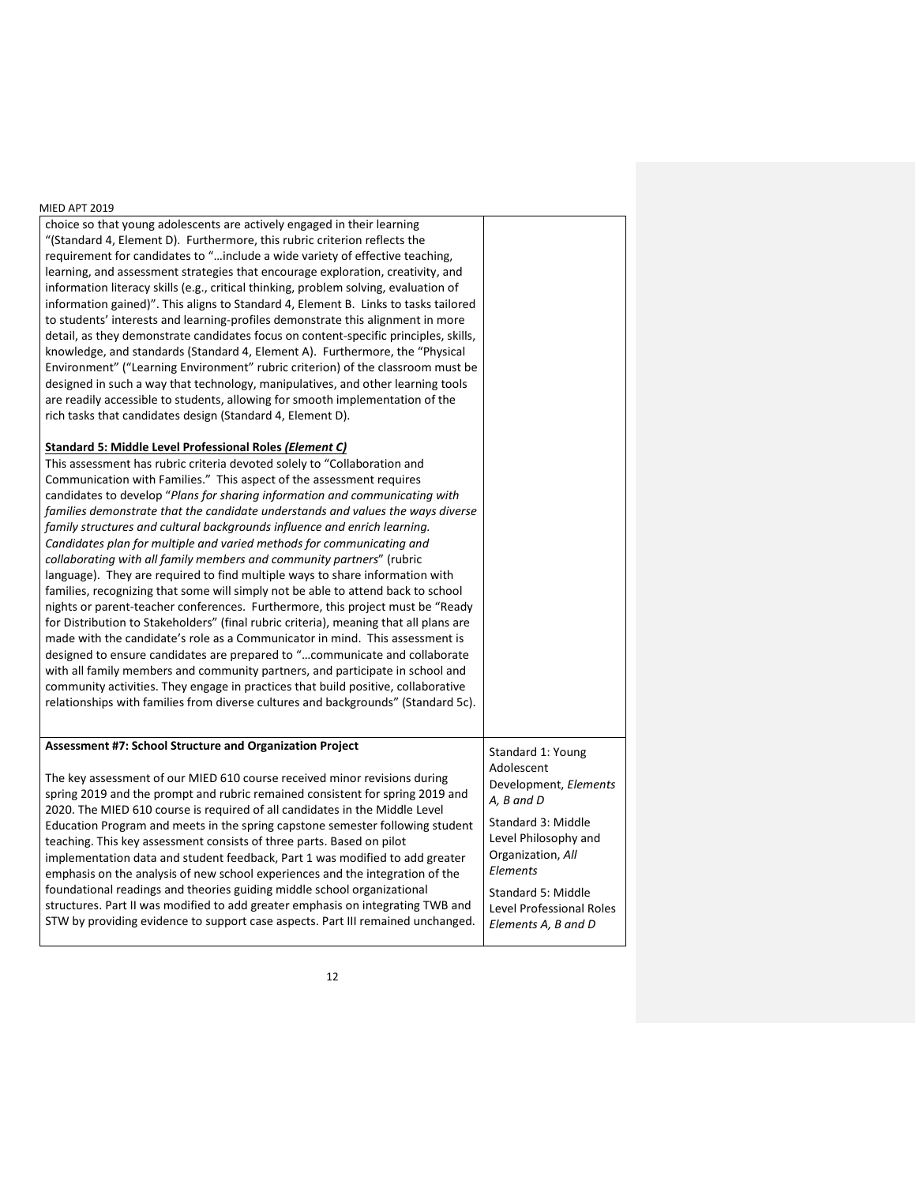| | |
|---|---|
| choice so that young adolescents are actively engaged in their learning "(Standard 4, Element D). Furthermore, this rubric criterion reflects the requirement for candidates to "…include a wide variety of effective teaching, learning, and assessment strategies that encourage exploration, creativity, and information literacy skills (e.g., critical thinking, problem solving, evaluation of information gained)". This aligns to Standard 4, Element B. Links to tasks tailored to students' interests and learning-profiles demonstrate this alignment in more detail, as they demonstrate candidates focus on content-specific principles, skills, knowledge, and standards (Standard 4, Element A). Furthermore, the "Physical Environment" ("Learning Environment" rubric criterion) of the classroom must be designed in such a way that technology, manipulatives, and other learning tools are readily accessible to students, allowing for smooth implementation of the rich tasks that candidates design (Standard 4, Element D).<br><br>**<u>Standard 5: Middle Level Professional Roles *(Element C)*</u>**<br>This assessment has rubric criteria devoted solely to "Collaboration and Communication with Families." This aspect of the assessment requires candidates to develop "*Plans for sharing information and communicating with families demonstrate that the candidate understands and values the ways diverse family structures and cultural backgrounds influence and enrich learning. Candidates plan for multiple and varied methods for communicating and collaborating with all family members and community partners*" (rubric language). They are required to find multiple ways to share information with families, recognizing that some will simply not be able to attend back to school nights or parent-teacher conferences. Furthermore, this project must be "Ready for Distribution to Stakeholders" (final rubric criteria), meaning that all plans are made with the candidate's role as a Communicator in mind. This assessment is designed to ensure candidates are prepared to "…communicate and collaborate with all family members and community partners, and participate in school and community activities. They engage in practices that build positive, collaborative relationships with families from diverse cultures and backgrounds" (Standard 5c). | |
| **Assessment #7: School Structure and Organization Project**<br><br>The key assessment of our MIED 610 course received minor revisions during spring 2019 and the prompt and rubric remained consistent for spring 2019 and 2020. The MIED 610 course is required of all candidates in the Middle Level Education Program and meets in the spring capstone semester following student teaching. This key assessment consists of three parts. Based on pilot implementation data and student feedback, Part 1 was modified to add greater emphasis on the analysis of new school experiences and the integration of the foundational readings and theories guiding middle school organizational structures. Part II was modified to add greater emphasis on integrating TWB and STW by providing evidence to support case aspects. Part III remained unchanged. | Standard 1: Young Adolescent Development, *Elements A, B and D*<br><br>Standard 3: Middle Level Philosophy and Organization, *All Elements*<br><br>Standard 5: Middle Level Professional Roles *Elements A, B and D* |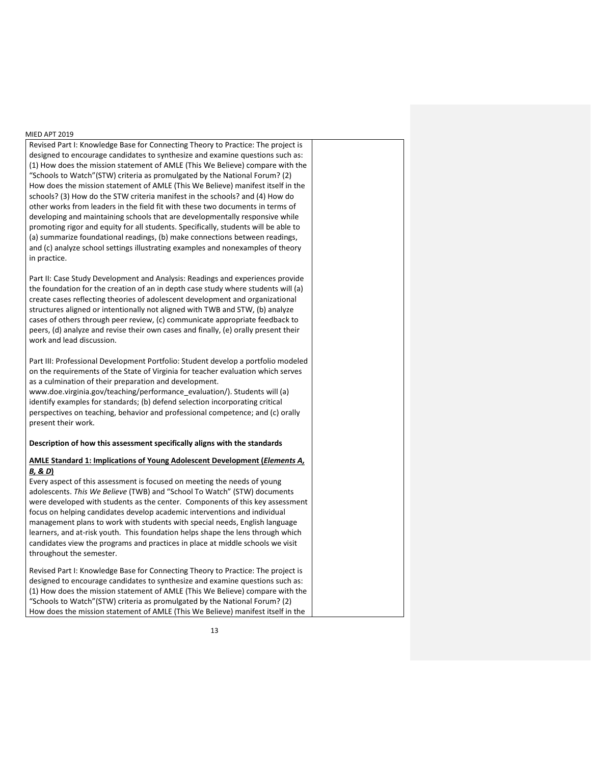Revised Part I: Knowledge Base for Connecting Theory to Practice: The project is designed to encourage candidates to synthesize and examine questions such as: (1) How does the mission statement of AMLE (This We Believe) compare with the "Schools to Watch"(STW) criteria as promulgated by the National Forum? (2) How does the mission statement of AMLE (This We Believe) manifest itself in the schools? (3) How do the STW criteria manifest in the schools? and (4) How do other works from leaders in the field fit with these two documents in terms of developing and maintaining schools that are developmentally responsive while promoting rigor and equity for all students. Specifically, students will be able to (a) summarize foundational readings, (b) make connections between readings, and (c) analyze school settings illustrating examples and nonexamples of theory in practice.

Part II: Case Study Development and Analysis: Readings and experiences provide the foundation for the creation of an in depth case study where students will (a) create cases reflecting theories of adolescent development and organizational structures aligned or intentionally not aligned with TWB and STW, (b) analyze cases of others through peer review, (c) communicate appropriate feedback to peers, (d) analyze and revise their own cases and finally, (e) orally present their work and lead discussion.

Part III: Professional Development Portfolio: Student develop a portfolio modeled on the requirements of the State of Virginia for teacher evaluation which serves as a culmination of their preparation and development. www.doe.virginia.gov/teaching/performance_evaluation/). Students will (a) identify examples for standards; (b) defend selection incorporating critical perspectives on teaching, behavior and professional competence; and (c) orally present their work.

**Description of how this assessment specifically aligns with the standards**

**AMLE Standard 1: Implications of Young Adolescent Development (*Elements A, B, & D*)**

Every aspect of this assessment is focused on meeting the needs of young adolescents. *This We Believe* (TWB) and "School To Watch" (STW) documents were developed with students as the center. Components of this key assessment focus on helping candidates develop academic interventions and individual management plans to work with students with special needs, English language learners, and at-risk youth. This foundation helps shape the lens through which candidates view the programs and practices in place at middle schools we visit throughout the semester.

Revised Part I: Knowledge Base for Connecting Theory to Practice: The project is designed to encourage candidates to synthesize and examine questions such as: (1) How does the mission statement of AMLE (This We Believe) compare with the "Schools to Watch"(STW) criteria as promulgated by the National Forum? (2) How does the mission statement of AMLE (This We Believe) manifest itself in the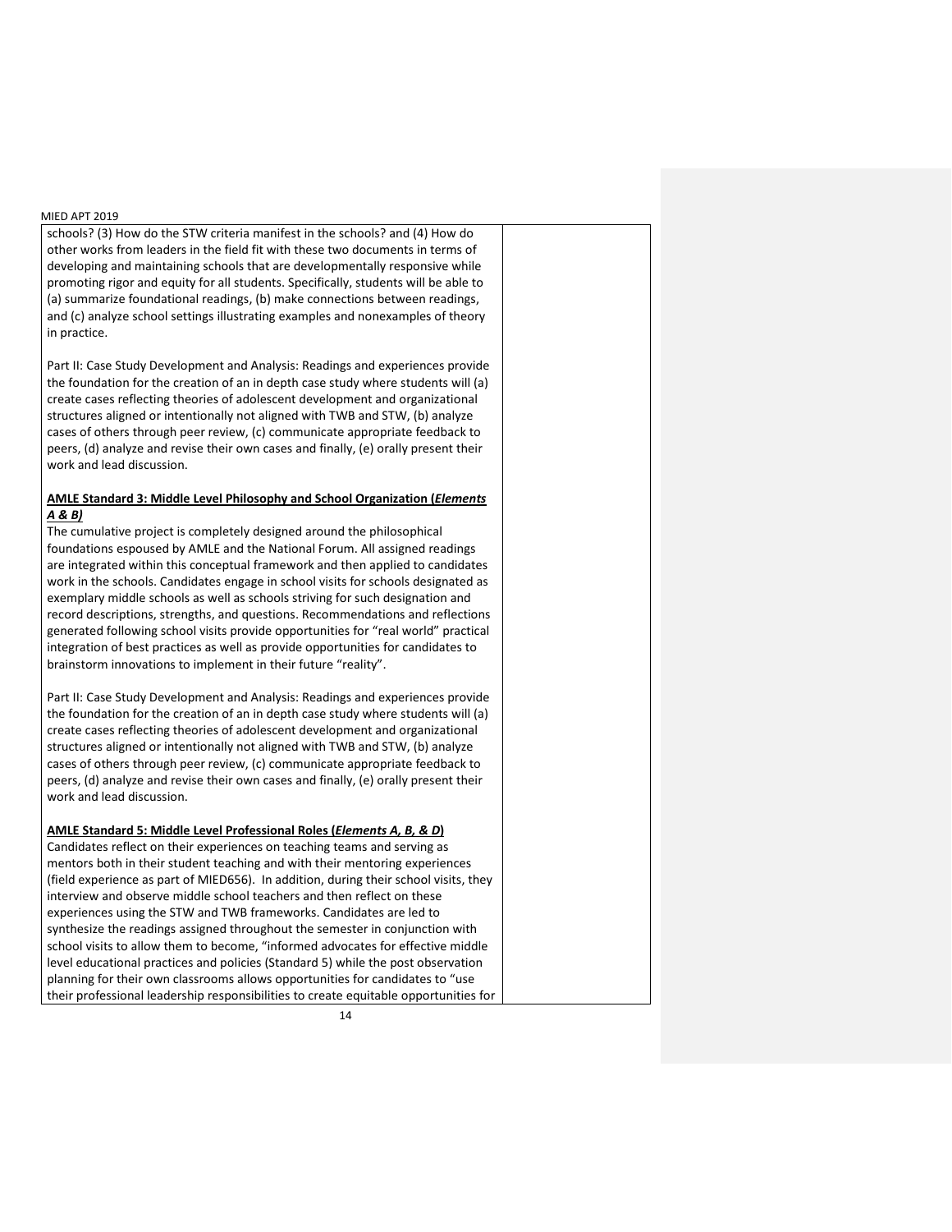schools? (3) How do the STW criteria manifest in the schools? and (4) How do other works from leaders in the field fit with these two documents in terms of developing and maintaining schools that are developmentally responsive while promoting rigor and equity for all students. Specifically, students will be able to (a) summarize foundational readings, (b) make connections between readings, and (c) analyze school settings illustrating examples and nonexamples of theory in practice.

Part II: Case Study Development and Analysis: Readings and experiences provide the foundation for the creation of an in depth case study where students will (a) create cases reflecting theories of adolescent development and organizational structures aligned or intentionally not aligned with TWB and STW, (b) analyze cases of others through peer review, (c) communicate appropriate feedback to peers, (d) analyze and revise their own cases and finally, (e) orally present their work and lead discussion.

**AMLE Standard 3: Middle Level Philosophy and School Organization (*Elements A & B)***

The cumulative project is completely designed around the philosophical foundations espoused by AMLE and the National Forum. All assigned readings are integrated within this conceptual framework and then applied to candidates work in the schools. Candidates engage in school visits for schools designated as exemplary middle schools as well as schools striving for such designation and record descriptions, strengths, and questions. Recommendations and reflections generated following school visits provide opportunities for "real world" practical integration of best practices as well as provide opportunities for candidates to brainstorm innovations to implement in their future "reality".

Part II: Case Study Development and Analysis: Readings and experiences provide the foundation for the creation of an in depth case study where students will (a) create cases reflecting theories of adolescent development and organizational structures aligned or intentionally not aligned with TWB and STW, (b) analyze cases of others through peer review, (c) communicate appropriate feedback to peers, (d) analyze and revise their own cases and finally, (e) orally present their work and lead discussion.

**AMLE Standard 5: Middle Level Professional Roles (*Elements A, B, & D*)**

Candidates reflect on their experiences on teaching teams and serving as mentors both in their student teaching and with their mentoring experiences (field experience as part of MIED656). In addition, during their school visits, they interview and observe middle school teachers and then reflect on these experiences using the STW and TWB frameworks. Candidates are led to synthesize the readings assigned throughout the semester in conjunction with school visits to allow them to become, "informed advocates for effective middle level educational practices and policies (Standard 5) while the post observation planning for their own classrooms allows opportunities for candidates to "use their professional leadership responsibilities to create equitable opportunities for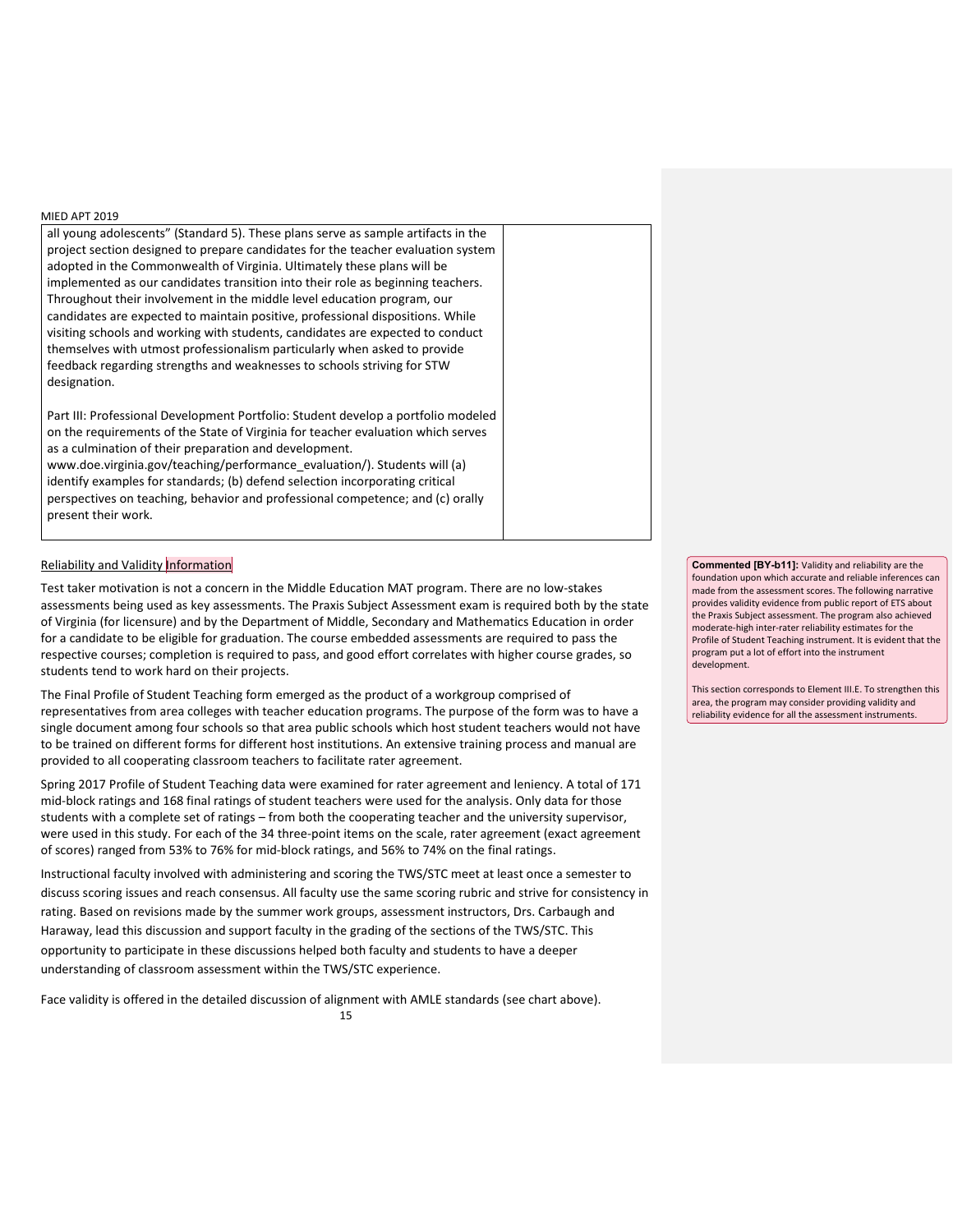| | |
|---|---|
| all young adolescents" (Standard 5). These plans serve as sample artifacts in the project section designed to prepare candidates for the teacher evaluation system adopted in the Commonwealth of Virginia. Ultimately these plans will be implemented as our candidates transition into their role as beginning teachers. Throughout their involvement in the middle level education program, our candidates are expected to maintain positive, professional dispositions. While visiting schools and working with students, candidates are expected to conduct themselves with utmost professionalism particularly when asked to provide feedback regarding strengths and weaknesses to schools striving for STW designation.<br><br>Part III: Professional Development Portfolio: Student develop a portfolio modeled on the requirements of the State of Virginia for teacher evaluation which serves as a culmination of their preparation and development. www.doe.virginia.gov/teaching/performance_evaluation/). Students will (a) identify examples for standards; (b) defend selection incorporating critical perspectives on teaching, behavior and professional competence; and (c) orally present their work. | |

Reliability and Validity Information

Test taker motivation is not a concern in the Middle Education MAT program. There are no low-stakes assessments being used as key assessments. The Praxis Subject Assessment exam is required both by the state of Virginia (for licensure) and by the Department of Middle, Secondary and Mathematics Education in order for a candidate to be eligible for graduation. The course embedded assessments are required to pass the respective courses; completion is required to pass, and good effort correlates with higher course grades, so students tend to work hard on their projects.

The Final Profile of Student Teaching form emerged as the product of a workgroup comprised of representatives from area colleges with teacher education programs. The purpose of the form was to have a single document among four schools so that area public schools which host student teachers would not have to be trained on different forms for different host institutions. An extensive training process and manual are provided to all cooperating classroom teachers to facilitate rater agreement.

Spring 2017 Profile of Student Teaching data were examined for rater agreement and leniency. A total of 171 mid-block ratings and 168 final ratings of student teachers were used for the analysis. Only data for those students with a complete set of ratings – from both the cooperating teacher and the university supervisor, were used in this study. For each of the 34 three-point items on the scale, rater agreement (exact agreement of scores) ranged from 53% to 76% for mid-block ratings, and 56% to 74% on the final ratings.

Instructional faculty involved with administering and scoring the TWS/STC meet at least once a semester to discuss scoring issues and reach consensus. All faculty use the same scoring rubric and strive for consistency in rating. Based on revisions made by the summer work groups, assessment instructors, Drs. Carbaugh and Haraway, lead this discussion and support faculty in the grading of the sections of the TWS/STC. This opportunity to participate in these discussions helped both faculty and students to have a deeper understanding of classroom assessment within the TWS/STC experience.

Face validity is offered in the detailed discussion of alignment with AMLE standards (see chart above).

**Commented [BY-b11]:** Validity and reliability are the foundation upon which accurate and reliable inferences can made from the assessment scores. The following narrative provides validity evidence from public report of ETS about the Praxis Subject assessment. The program also achieved moderate-high inter-rater reliability estimates for the Profile of Student Teaching instrument. It is evident that the program put a lot of effort into the instrument development.

This section corresponds to Element III.E. To strengthen this area, the program may consider providing validity and reliability evidence for all the assessment instruments.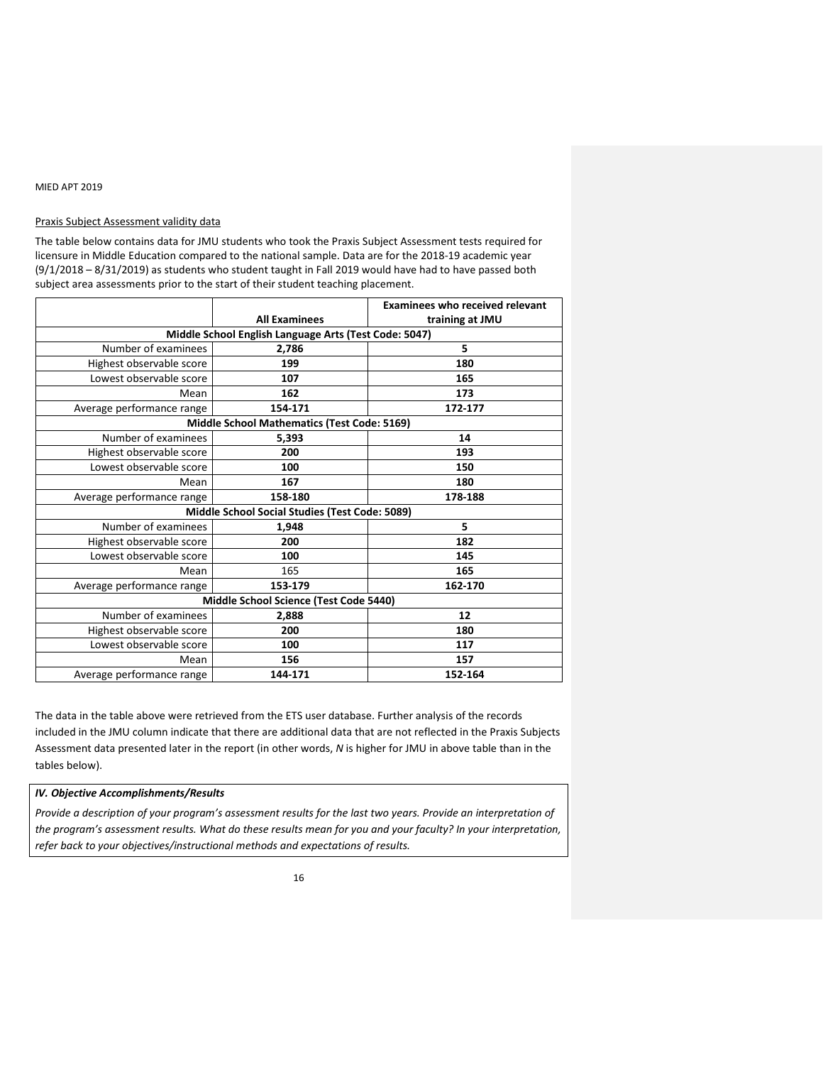Praxis Subject Assessment validity data

The table below contains data for JMU students who took the Praxis Subject Assessment tests required for licensure in Middle Education compared to the national sample. Data are for the 2018-19 academic year (9/1/2018 – 8/31/2019) as students who student taught in Fall 2019 would have had to have passed both subject area assessments prior to the start of their student teaching placement.

| | **All Examinees** | **Examinees who received relevant training at JMU** |
|---|---|---|
| **Middle School English Language Arts (Test Code: 5047)** | | |
| Number of examinees | **2,786** | **5** |
| Highest observable score | **199** | **180** |
| Lowest observable score | **107** | **165** |
| Mean | **162** | **173** |
| Average performance range | **154-171** | **172-177** |
| **Middle School Mathematics (Test Code: 5169)** | | |
| Number of examinees | **5,393** | **14** |
| Highest observable score | **200** | **193** |
| Lowest observable score | **100** | **150** |
| Mean | **167** | **180** |
| Average performance range | **158-180** | **178-188** |
| **Middle School Social Studies (Test Code: 5089)** | | |
| Number of examinees | **1,948** | **5** |
| Highest observable score | **200** | **182** |
| Lowest observable score | **100** | **145** |
| Mean | 165 | **165** |
| Average performance range | **153-179** | **162-170** |
| **Middle School Science (Test Code 5440)** | | |
| Number of examinees | **2,888** | **12** |
| Highest observable score | **200** | **180** |
| Lowest observable score | **100** | **117** |
| Mean | **156** | **157** |
| Average performance range | **144-171** | **152-164** |

The data in the table above were retrieved from the ETS user database. Further analysis of the records included in the JMU column indicate that there are additional data that are not reflected in the Praxis Subjects Assessment data presented later in the report (in other words, *N* is higher for JMU in above table than in the tables below).

***IV. Objective Accomplishments/Results***

*Provide a description of your program's assessment results for the last two years. Provide an interpretation of the program's assessment results. What do these results mean for you and your faculty? In your interpretation, refer back to your objectives/instructional methods and expectations of results.*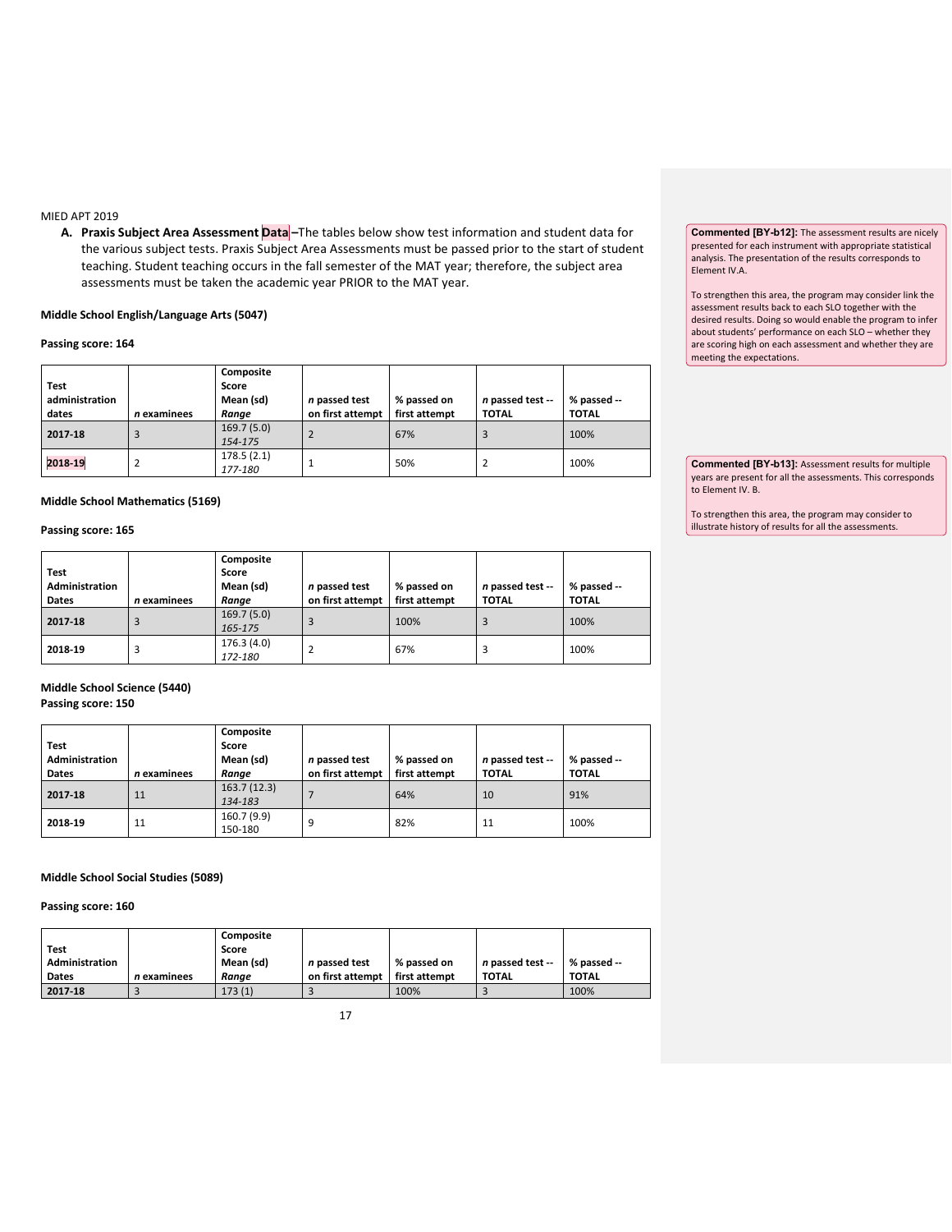A. **Praxis Subject Area Assessment Data** –The tables below show test information and student data for the various subject tests. Praxis Subject Area Assessments must be passed prior to the start of student teaching. Student teaching occurs in the fall semester of the MAT year; therefore, the subject area assessments must be taken the academic year PRIOR to the MAT year.

**Middle School English/Language Arts (5047)**

**Passing score: 164**

| Test administration dates | *n* examinees | Composite Score Mean (sd) *Range* | *n* passed test on first attempt | % passed on first attempt | *n* passed test -- TOTAL | % passed -- TOTAL |
|---|---|---|---|---|---|---|
| **2017-18** | 3 | 169.7 (5.0) *154-175* | 2 | 67% | 3 | 100% |
| **2018-19** | 2 | 178.5 (2.1) *177-180* | 1 | 50% | 2 | 100% |

**Middle School Mathematics (5169)**

**Passing score: 165**

| Test Administration Dates | *n* examinees | Composite Score Mean (sd) *Range* | *n* passed test on first attempt | % passed on first attempt | *n* passed test -- TOTAL | % passed -- TOTAL |
|---|---|---|---|---|---|---|
| **2017-18** | 3 | 169.7 (5.0) *165-175* | 3 | 100% | 3 | 100% |
| **2018-19** | 3 | 176.3 (4.0) *172-180* | 2 | 67% | 3 | 100% |

**Middle School Science (5440)**
**Passing score: 150**

| Test Administration Dates | *n* examinees | Composite Score Mean (sd) *Range* | *n* passed test on first attempt | % passed on first attempt | *n* passed test -- TOTAL | % passed -- TOTAL |
|---|---|---|---|---|---|---|
| **2017-18** | 11 | 163.7 (12.3) *134-183* | 7 | 64% | 10 | 91% |
| **2018-19** | 11 | 160.7 (9.9) 150-180 | 9 | 82% | 11 | 100% |

**Middle School Social Studies (5089)**

**Passing score: 160**

| Test Administration Dates | *n* examinees | Composite Score Mean (sd) *Range* | *n* passed test on first attempt | % passed on first attempt | *n* passed test -- TOTAL | % passed -- TOTAL |
|---|---|---|---|---|---|---|
| **2017-18** | 3 | 173 (1) | 3 | 100% | 3 | 100% |

**Commented [BY-b12]:** The assessment results are nicely presented for each instrument with appropriate statistical analysis. The presentation of the results corresponds to Element IV.A.

To strengthen this area, the program may consider link the assessment results back to each SLO together with the desired results. Doing so would enable the program to infer about students' performance on each SLO – whether they are scoring high on each assessment and whether they are meeting the expectations.

**Commented [BY-b13]:** Assessment results for multiple years are present for all the assessments. This corresponds to Element IV. B.

To strengthen this area, the program may consider to illustrate history of results for all the assessments.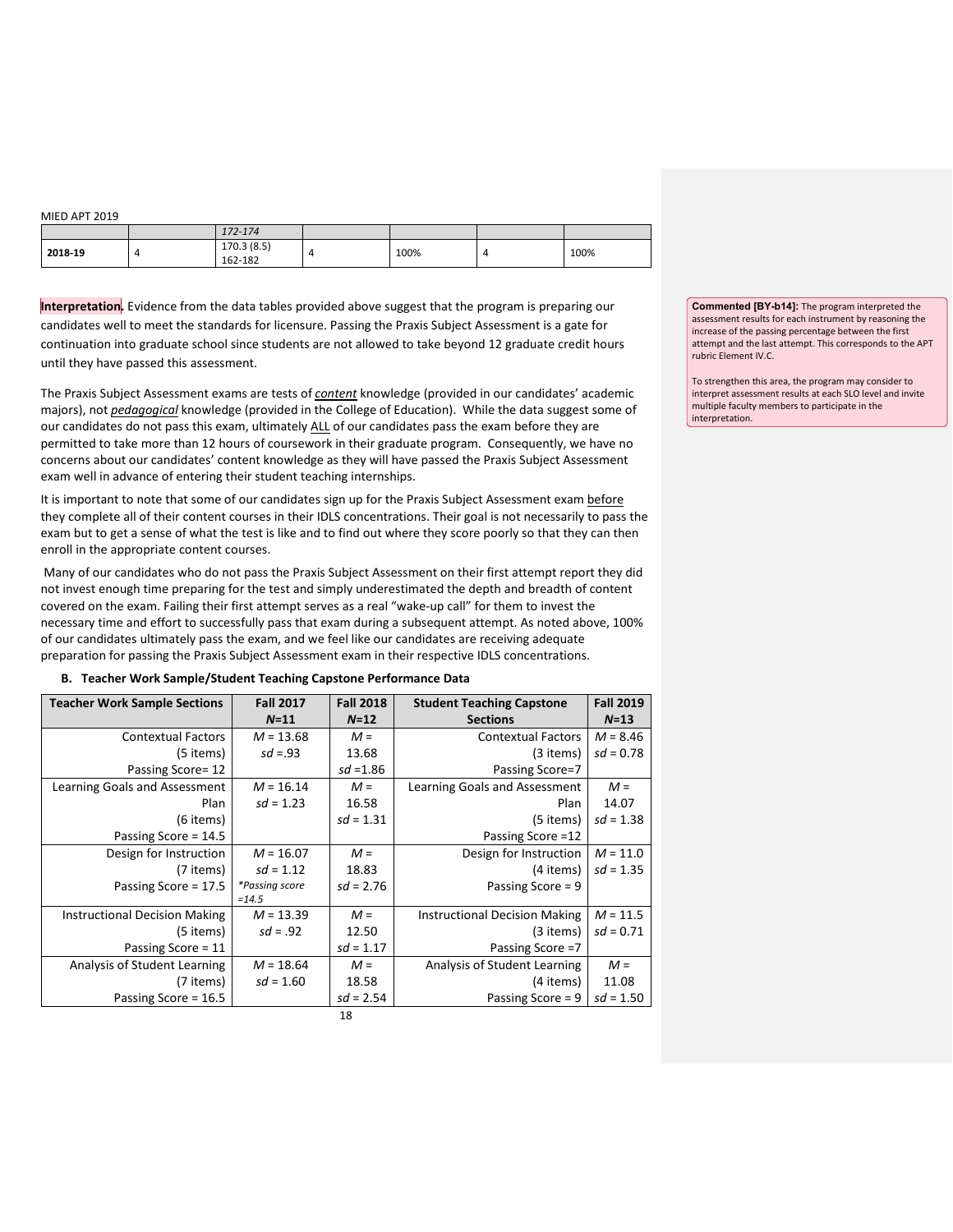| | | 172-174 | | | | |
|---|---|---|---|---|---|---|
| **2018-19** | 4 | 170.3 (8.5) 162-182 | 4 | 100% | 4 | 100% |

**Interpretation.** Evidence from the data tables provided above suggest that the program is preparing our candidates well to meet the standards for licensure. Passing the Praxis Subject Assessment is a gate for continuation into graduate school since students are not allowed to take beyond 12 graduate credit hours until they have passed this assessment.

> **Commented [BY-b14]:** The program interpreted the assessment results for each instrument by reasoning the increase of the passing percentage between the first attempt and the last attempt. This corresponds to the APT rubric Element IV.C.
>
> To strengthen this area, the program may consider to interpret assessment results at each SLO level and invite multiple faculty members to participate in the interpretation.

The Praxis Subject Assessment exams are tests of ***content*** knowledge (provided in our candidates' academic majors), not ***pedagogical*** knowledge (provided in the College of Education). While the data suggest some of our candidates do not pass this exam, ultimately ALL of our candidates pass the exam before they are permitted to take more than 12 hours of coursework in their graduate program. Consequently, we have no concerns about our candidates' content knowledge as they will have passed the Praxis Subject Assessment exam well in advance of entering their student teaching internships.

It is important to note that some of our candidates sign up for the Praxis Subject Assessment exam before they complete all of their content courses in their IDLS concentrations. Their goal is not necessarily to pass the exam but to get a sense of what the test is like and to find out where they score poorly so that they can then enroll in the appropriate content courses.

Many of our candidates who do not pass the Praxis Subject Assessment on their first attempt report they did not invest enough time preparing for the test and simply underestimated the depth and breadth of content covered on the exam. Failing their first attempt serves as a real "wake-up call" for them to invest the necessary time and effort to successfully pass that exam during a subsequent attempt. As noted above, 100% of our candidates ultimately pass the exam, and we feel like our candidates are receiving adequate preparation for passing the Praxis Subject Assessment exam in their respective IDLS concentrations.

### B. Teacher Work Sample/Student Teaching Capstone Performance Data

| Teacher Work Sample Sections | Fall 2017 *N*=11 | Fall 2018 *N*=12 | Student Teaching Capstone Sections | Fall 2019 *N*=13 |
|---|---|---|---|---|
| Contextual Factors (5 items) Passing Score= 12 | *M* = 13.68 *sd* =.93 | *M* = 13.68 *sd* =1.86 | Contextual Factors (3 items) Passing Score=7 | *M* = 8.46 *sd* = 0.78 |
| Learning Goals and Assessment Plan (6 items) Passing Score = 14.5 | *M* = 16.14 *sd* = 1.23 | *M* = 16.58 *sd* = 1.31 | Learning Goals and Assessment Plan (5 items) Passing Score =12 | *M* = 14.07 *sd* = 1.38 |
| Design for Instruction (7 items) Passing Score = 17.5 | *M* = 16.07 *sd* = 1.12 *\*Passing score =14.5* | *M* = 18.83 *sd* = 2.76 | Design for Instruction (4 items) Passing Score = 9 | *M* = 11.0 *sd* = 1.35 |
| Instructional Decision Making (5 items) Passing Score = 11 | *M* = 13.39 *sd* = .92 | *M* = 12.50 *sd* = 1.17 | Instructional Decision Making (3 items) Passing Score =7 | *M* = 11.5 *sd* = 0.71 |
| Analysis of Student Learning (7 items) Passing Score = 16.5 | *M* = 18.64 *sd* = 1.60 | *M* = 18.58 *sd* = 2.54 | Analysis of Student Learning (4 items) Passing Score = 9 | *M* = 11.08 *sd* = 1.50 |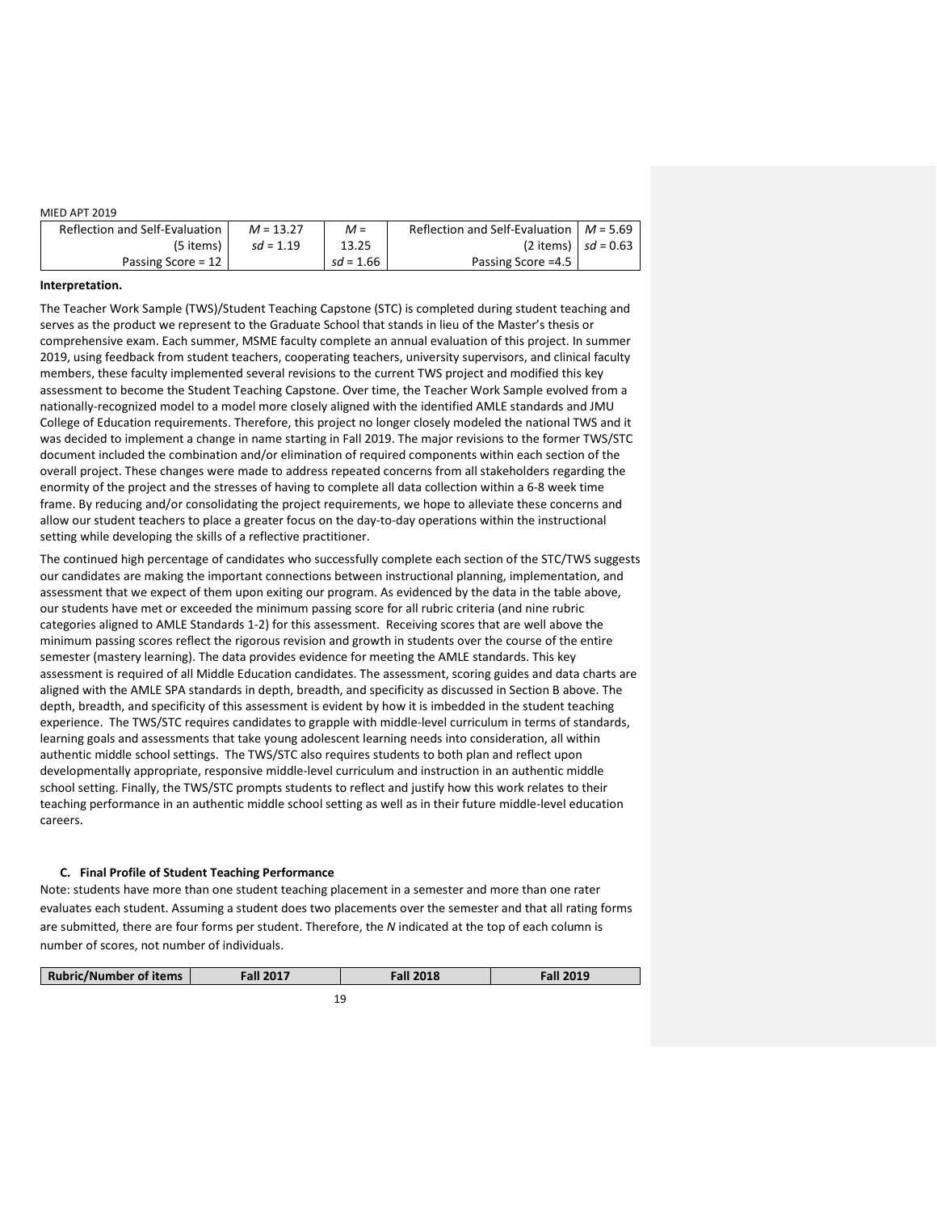| Reflection and Self-Evaluation (5 items) Passing Score = 12 | $M$ = 13.27 $sd$ = 1.19 | $M$ = 13.25 $sd$ = 1.66 | Reflection and Self-Evaluation (2 items) Passing Score =4.5 | $M$ = 5.69 $sd$ = 0.63 |
|---|---|---|---|---|

**Interpretation.**

The Teacher Work Sample (TWS)/Student Teaching Capstone (STC) is completed during student teaching and serves as the product we represent to the Graduate School that stands in lieu of the Master's thesis or comprehensive exam. Each summer, MSME faculty complete an annual evaluation of this project. In summer 2019, using feedback from student teachers, cooperating teachers, university supervisors, and clinical faculty members, these faculty implemented several revisions to the current TWS project and modified this key assessment to become the Student Teaching Capstone. Over time, the Teacher Work Sample evolved from a nationally-recognized model to a model more closely aligned with the identified AMLE standards and JMU College of Education requirements. Therefore, this project no longer closely modeled the national TWS and it was decided to implement a change in name starting in Fall 2019. The major revisions to the former TWS/STC document included the combination and/or elimination of required components within each section of the overall project. These changes were made to address repeated concerns from all stakeholders regarding the enormity of the project and the stresses of having to complete all data collection within a 6-8 week time frame. By reducing and/or consolidating the project requirements, we hope to alleviate these concerns and allow our student teachers to place a greater focus on the day-to-day operations within the instructional setting while developing the skills of a reflective practitioner.

The continued high percentage of candidates who successfully complete each section of the STC/TWS suggests our candidates are making the important connections between instructional planning, implementation, and assessment that we expect of them upon exiting our program. As evidenced by the data in the table above, our students have met or exceeded the minimum passing score for all rubric criteria (and nine rubric categories aligned to AMLE Standards 1-2) for this assessment. Receiving scores that are well above the minimum passing scores reflect the rigorous revision and growth in students over the course of the entire semester (mastery learning). The data provides evidence for meeting the AMLE standards. This key assessment is required of all Middle Education candidates. The assessment, scoring guides and data charts are aligned with the AMLE SPA standards in depth, breadth, and specificity as discussed in Section B above. The depth, breadth, and specificity of this assessment is evident by how it is imbedded in the student teaching experience. The TWS/STC requires candidates to grapple with middle-level curriculum in terms of standards, learning goals and assessments that take young adolescent learning needs into consideration, all within authentic middle school settings. The TWS/STC also requires students to both plan and reflect upon developmentally appropriate, responsive middle-level curriculum and instruction in an authentic middle school setting. Finally, the TWS/STC prompts students to reflect and justify how this work relates to their teaching performance in an authentic middle school setting as well as in their future middle-level education careers.

### C. Final Profile of Student Teaching Performance

Note: students have more than one student teaching placement in a semester and more than one rater evaluates each student. Assuming a student does two placements over the semester and that all rating forms are submitted, there are four forms per student. Therefore, the *N* indicated at the top of each column is number of scores, not number of individuals.

| Rubric/Number of items | Fall 2017 | Fall 2018 | Fall 2019 |
|---|---|---|---|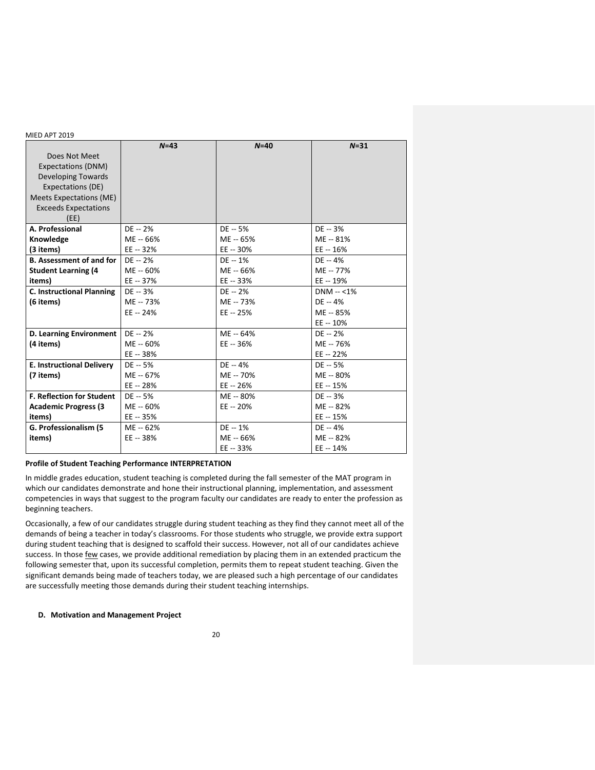MIED APT 2019

| Does Not Meet Expectations (DNM) Developing Towards Expectations (DE) Meets Expectations (ME) Exceeds Expectations (EE) | $N$=43 | $N$=40 | $N$=31 |
|---|---|---|---|
| **A. Professional Knowledge (3 items)** | DE -- 2%<br>ME -- 66%<br>EE -- 32% | DE -- 5%<br>ME -- 65%<br>EE -- 30% | DE -- 3%<br>ME -- 81%<br>EE -- 16% |
| **B. Assessment of and for Student Learning (4 items)** | DE -- 2%<br>ME -- 60%<br>EE -- 37% | DE -- 1%<br>ME -- 66%<br>EE -- 33% | DE -- 4%<br>ME -- 77%<br>EE -- 19% |
| **C. Instructional Planning (6 items)** | DE -- 3%<br>ME -- 73%<br>EE -- 24% | DE -- 2%<br>ME -- 73%<br>EE -- 25% | DNM -- <1%<br>DE -- 4%<br>ME -- 85%<br>EE -- 10% |
| **D. Learning Environment (4 items)** | DE -- 2%<br>ME -- 60%<br>EE -- 38% | ME -- 64%<br>EE -- 36% | DE -- 2%<br>ME -- 76%<br>EE -- 22% |
| **E. Instructional Delivery (7 items)** | DE -- 5%<br>ME -- 67%<br>EE -- 28% | DE -- 4%<br>ME -- 70%<br>EE -- 26% | DE -- 5%<br>ME -- 80%<br>EE -- 15% |
| **F. Reflection for Student Academic Progress (3 items)** | DE -- 5%<br>ME -- 60%<br>EE -- 35% | ME -- 80%<br>EE -- 20% | DE -- 3%<br>ME -- 82%<br>EE -- 15% |
| **G. Professionalism (5 items)** | ME -- 62%<br>EE -- 38% | DE -- 1%<br>ME -- 66%<br>EE -- 33% | DE -- 4%<br>ME -- 82%<br>EE -- 14% |

**Profile of Student Teaching Performance INTERPRETATION**

In middle grades education, student teaching is completed during the fall semester of the MAT program in which our candidates demonstrate and hone their instructional planning, implementation, and assessment competencies in ways that suggest to the program faculty our candidates are ready to enter the profession as beginning teachers.

Occasionally, a few of our candidates struggle during student teaching as they find they cannot meet all of the demands of being a teacher in today's classrooms. For those students who struggle, we provide extra support during student teaching that is designed to scaffold their success. However, not all of our candidates achieve success. In those few cases, we provide additional remediation by placing them in an extended practicum the following semester that, upon its successful completion, permits them to repeat student teaching. Given the significant demands being made of teachers today, we are pleased such a high percentage of our candidates are successfully meeting those demands during their student teaching internships.

**D. Motivation and Management Project**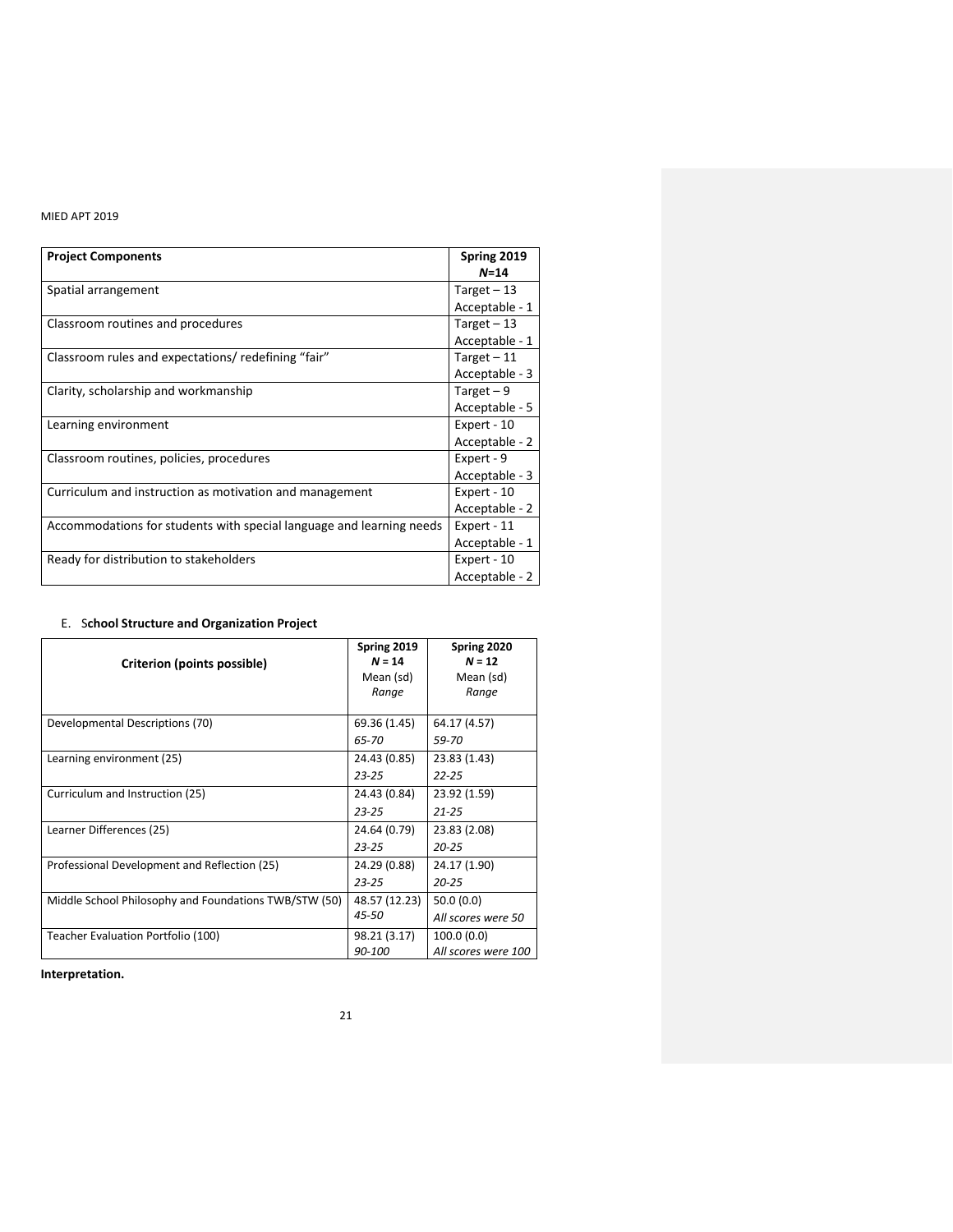| Project Components | Spring 2019 *N*=14 |
|---|---|
| Spatial arrangement | Target – 13<br>Acceptable - 1 |
| Classroom routines and procedures | Target – 13<br>Acceptable - 1 |
| Classroom rules and expectations/ redefining "fair" | Target – 11<br>Acceptable - 3 |
| Clarity, scholarship and workmanship | Target – 9<br>Acceptable - 5 |
| Learning environment | Expert - 10<br>Acceptable - 2 |
| Classroom routines, policies, procedures | Expert - 9<br>Acceptable - 3 |
| Curriculum and instruction as motivation and management | Expert - 10<br>Acceptable - 2 |
| Accommodations for students with special language and learning needs | Expert - 11<br>Acceptable - 1 |
| Ready for distribution to stakeholders | Expert - 10<br>Acceptable - 2 |

E. **School Structure and Organization Project**

| Criterion (points possible) | Spring 2019 *N* = 14 Mean (sd) *Range* | Spring 2020 *N* = 12 Mean (sd) *Range* |
|---|---|---|
| Developmental Descriptions (70) | 69.36 (1.45)<br>*65-70* | 64.17 (4.57)<br>*59-70* |
| Learning environment (25) | 24.43 (0.85)<br>*23-25* | 23.83 (1.43)<br>*22-25* |
| Curriculum and Instruction (25) | 24.43 (0.84)<br>*23-25* | 23.92 (1.59)<br>*21-25* |
| Learner Differences (25) | 24.64 (0.79)<br>*23-25* | 23.83 (2.08)<br>*20-25* |
| Professional Development and Reflection (25) | 24.29 (0.88)<br>*23-25* | 24.17 (1.90)<br>*20-25* |
| Middle School Philosophy and Foundations TWB/STW (50) | 48.57 (12.23)<br>*45-50* | 50.0 (0.0)<br>*All scores were 50* |
| Teacher Evaluation Portfolio (100) | 98.21 (3.17)<br>*90-100* | 100.0 (0.0)<br>*All scores were 100* |

**Interpretation.**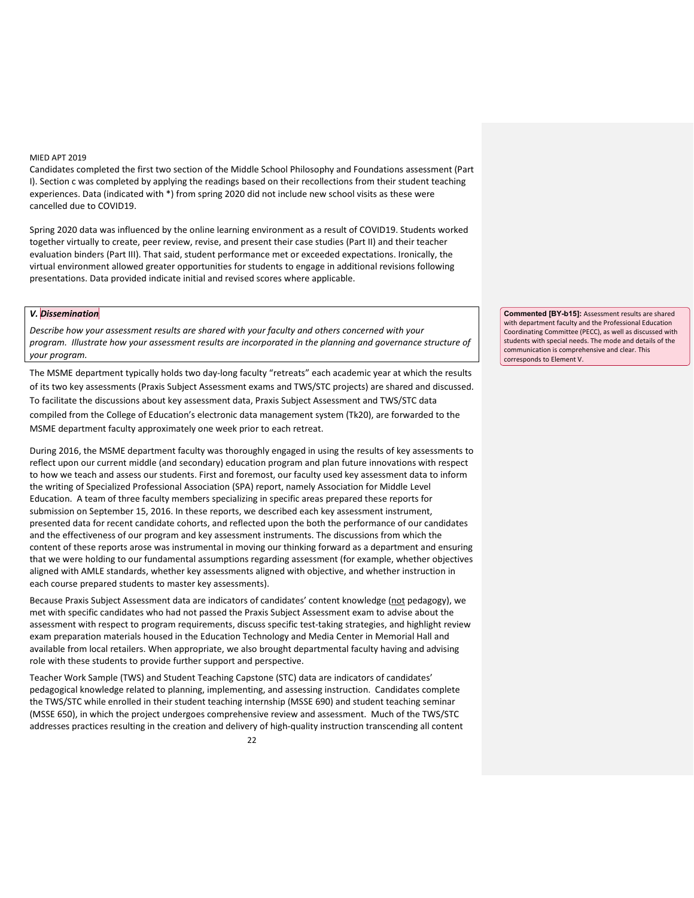Candidates completed the first two section of the Middle School Philosophy and Foundations assessment (Part I). Section c was completed by applying the readings based on their recollections from their student teaching experiences. Data (indicated with *) from spring 2020 did not include new school visits as these were cancelled due to COVID19.

Spring 2020 data was influenced by the online learning environment as a result of COVID19. Students worked together virtually to create, peer review, revise, and present their case studies (Part II) and their teacher evaluation binders (Part III). That said, student performance met or exceeded expectations. Ironically, the virtual environment allowed greater opportunities for students to engage in additional revisions following presentations. Data provided indicate initial and revised scores where applicable.

***V. Dissemination***

*Describe how your assessment results are shared with your faculty and others concerned with your program. Illustrate how your assessment results are incorporated in the planning and governance structure of your program.*

**Commented [BY-b15]:** Assessment results are shared with department faculty and the Professional Education Coordinating Committee (PECC), as well as discussed with students with special needs. The mode and details of the communication is comprehensive and clear. This corresponds to Element V.

The MSME department typically holds two day-long faculty "retreats" each academic year at which the results of its two key assessments (Praxis Subject Assessment exams and TWS/STC projects) are shared and discussed. To facilitate the discussions about key assessment data, Praxis Subject Assessment and TWS/STC data compiled from the College of Education's electronic data management system (Tk20), are forwarded to the MSME department faculty approximately one week prior to each retreat.

During 2016, the MSME department faculty was thoroughly engaged in using the results of key assessments to reflect upon our current middle (and secondary) education program and plan future innovations with respect to how we teach and assess our students. First and foremost, our faculty used key assessment data to inform the writing of Specialized Professional Association (SPA) report, namely Association for Middle Level Education. A team of three faculty members specializing in specific areas prepared these reports for submission on September 15, 2016. In these reports, we described each key assessment instrument, presented data for recent candidate cohorts, and reflected upon the both the performance of our candidates and the effectiveness of our program and key assessment instruments. The discussions from which the content of these reports arose was instrumental in moving our thinking forward as a department and ensuring that we were holding to our fundamental assumptions regarding assessment (for example, whether objectives aligned with AMLE standards, whether key assessments aligned with objective, and whether instruction in each course prepared students to master key assessments).

Because Praxis Subject Assessment data are indicators of candidates' content knowledge (<u>not</u> pedagogy), we met with specific candidates who had not passed the Praxis Subject Assessment exam to advise about the assessment with respect to program requirements, discuss specific test-taking strategies, and highlight review exam preparation materials housed in the Education Technology and Media Center in Memorial Hall and available from local retailers. When appropriate, we also brought departmental faculty having and advising role with these students to provide further support and perspective.

Teacher Work Sample (TWS) and Student Teaching Capstone (STC) data are indicators of candidates' pedagogical knowledge related to planning, implementing, and assessing instruction. Candidates complete the TWS/STC while enrolled in their student teaching internship (MSSE 690) and student teaching seminar (MSSE 650), in which the project undergoes comprehensive review and assessment. Much of the TWS/STC addresses practices resulting in the creation and delivery of high-quality instruction transcending all content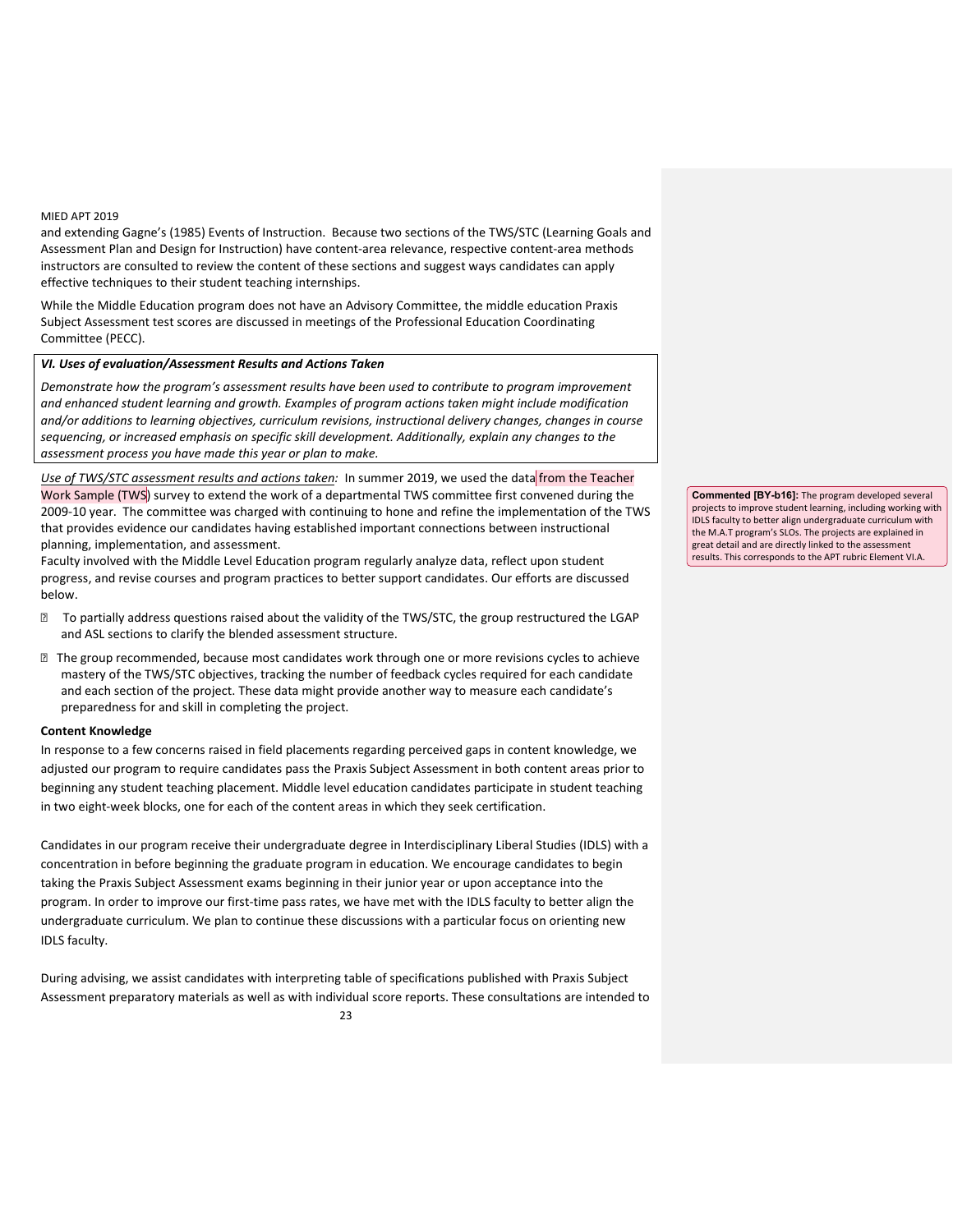and extending Gagne's (1985) Events of Instruction. Because two sections of the TWS/STC (Learning Goals and Assessment Plan and Design for Instruction) have content-area relevance, respective content-area methods instructors are consulted to review the content of these sections and suggest ways candidates can apply effective techniques to their student teaching internships.

While the Middle Education program does not have an Advisory Committee, the middle education Praxis Subject Assessment test scores are discussed in meetings of the Professional Education Coordinating Committee (PECC).

***VI. Uses of evaluation/Assessment Results and Actions Taken***

*Demonstrate how the program's assessment results have been used to contribute to program improvement and enhanced student learning and growth. Examples of program actions taken might include modification and/or additions to learning objectives, curriculum revisions, instructional delivery changes, changes in course sequencing, or increased emphasis on specific skill development. Additionally, explain any changes to the assessment process you have made this year or plan to make.*

*Use of TWS/STC assessment results and actions taken:* In summer 2019, we used the data from the Teacher Work Sample (TWS) survey to extend the work of a departmental TWS committee first convened during the 2009-10 year. The committee was charged with continuing to hone and refine the implementation of the TWS that provides evidence our candidates having established important connections between instructional planning, implementation, and assessment.

Faculty involved with the Middle Level Education program regularly analyze data, reflect upon student progress, and revise courses and program practices to better support candidates. Our efforts are discussed below.

- To partially address questions raised about the validity of the TWS/STC, the group restructured the LGAP and ASL sections to clarify the blended assessment structure.
- The group recommended, because most candidates work through one or more revisions cycles to achieve mastery of the TWS/STC objectives, tracking the number of feedback cycles required for each candidate and each section of the project. These data might provide another way to measure each candidate's preparedness for and skill in completing the project.

**Content Knowledge**

In response to a few concerns raised in field placements regarding perceived gaps in content knowledge, we adjusted our program to require candidates pass the Praxis Subject Assessment in both content areas prior to beginning any student teaching placement. Middle level education candidates participate in student teaching in two eight-week blocks, one for each of the content areas in which they seek certification.

Candidates in our program receive their undergraduate degree in Interdisciplinary Liberal Studies (IDLS) with a concentration in before beginning the graduate program in education. We encourage candidates to begin taking the Praxis Subject Assessment exams beginning in their junior year or upon acceptance into the program. In order to improve our first-time pass rates, we have met with the IDLS faculty to better align the undergraduate curriculum. We plan to continue these discussions with a particular focus on orienting new IDLS faculty.

During advising, we assist candidates with interpreting table of specifications published with Praxis Subject Assessment preparatory materials as well as with individual score reports. These consultations are intended to

> **Commented [BY-b16]:** The program developed several projects to improve student learning, including working with IDLS faculty to better align undergraduate curriculum with the M.A.T program's SLOs. The projects are explained in great detail and are directly linked to the assessment results. This corresponds to the APT rubric Element VI.A.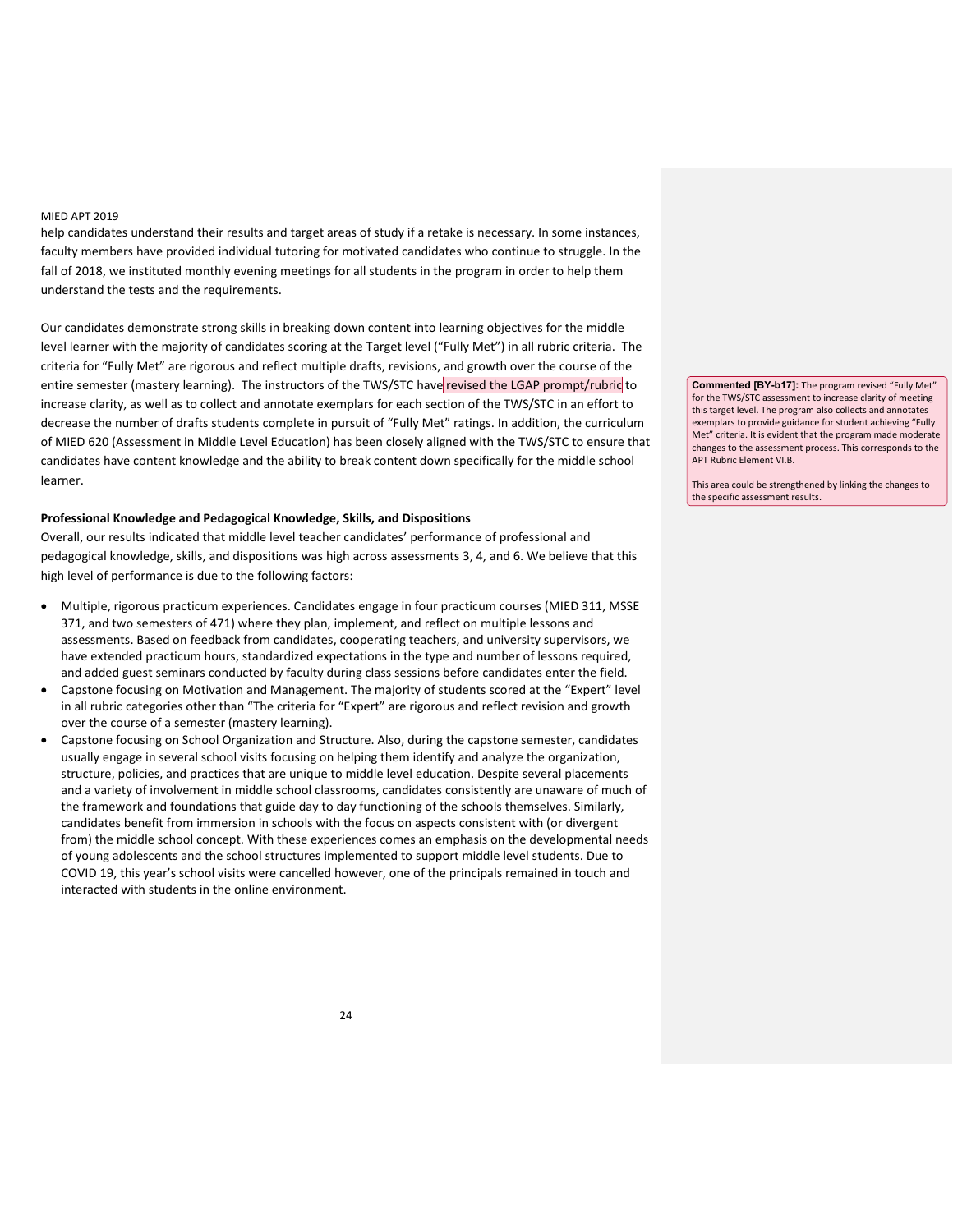help candidates understand their results and target areas of study if a retake is necessary. In some instances, faculty members have provided individual tutoring for motivated candidates who continue to struggle. In the fall of 2018, we instituted monthly evening meetings for all students in the program in order to help them understand the tests and the requirements.

Our candidates demonstrate strong skills in breaking down content into learning objectives for the middle level learner with the majority of candidates scoring at the Target level ("Fully Met") in all rubric criteria. The criteria for "Fully Met" are rigorous and reflect multiple drafts, revisions, and growth over the course of the entire semester (mastery learning). The instructors of the TWS/STC have revised the LGAP prompt/rubric to increase clarity, as well as to collect and annotate exemplars for each section of the TWS/STC in an effort to decrease the number of drafts students complete in pursuit of "Fully Met" ratings. In addition, the curriculum of MIED 620 (Assessment in Middle Level Education) has been closely aligned with the TWS/STC to ensure that candidates have content knowledge and the ability to break content down specifically for the middle school learner.

**Commented [BY-b17]:** The program revised "Fully Met" for the TWS/STC assessment to increase clarity of meeting this target level. The program also collects and annotates exemplars to provide guidance for student achieving "Fully Met" criteria. It is evident that the program made moderate changes to the assessment process. This corresponds to the APT Rubric Element VI.B.

This area could be strengthened by linking the changes to the specific assessment results.

**Professional Knowledge and Pedagogical Knowledge, Skills, and Dispositions**

Overall, our results indicated that middle level teacher candidates' performance of professional and pedagogical knowledge, skills, and dispositions was high across assessments 3, 4, and 6. We believe that this high level of performance is due to the following factors:

- Multiple, rigorous practicum experiences. Candidates engage in four practicum courses (MIED 311, MSSE 371, and two semesters of 471) where they plan, implement, and reflect on multiple lessons and assessments. Based on feedback from candidates, cooperating teachers, and university supervisors, we have extended practicum hours, standardized expectations in the type and number of lessons required, and added guest seminars conducted by faculty during class sessions before candidates enter the field.
- Capstone focusing on Motivation and Management. The majority of students scored at the "Expert" level in all rubric categories other than "The criteria for "Expert" are rigorous and reflect revision and growth over the course of a semester (mastery learning).
- Capstone focusing on School Organization and Structure. Also, during the capstone semester, candidates usually engage in several school visits focusing on helping them identify and analyze the organization, structure, policies, and practices that are unique to middle level education. Despite several placements and a variety of involvement in middle school classrooms, candidates consistently are unaware of much of the framework and foundations that guide day to day functioning of the schools themselves. Similarly, candidates benefit from immersion in schools with the focus on aspects consistent with (or divergent from) the middle school concept. With these experiences comes an emphasis on the developmental needs of young adolescents and the school structures implemented to support middle level students. Due to COVID 19, this year's school visits were cancelled however, one of the principals remained in touch and interacted with students in the online environment.